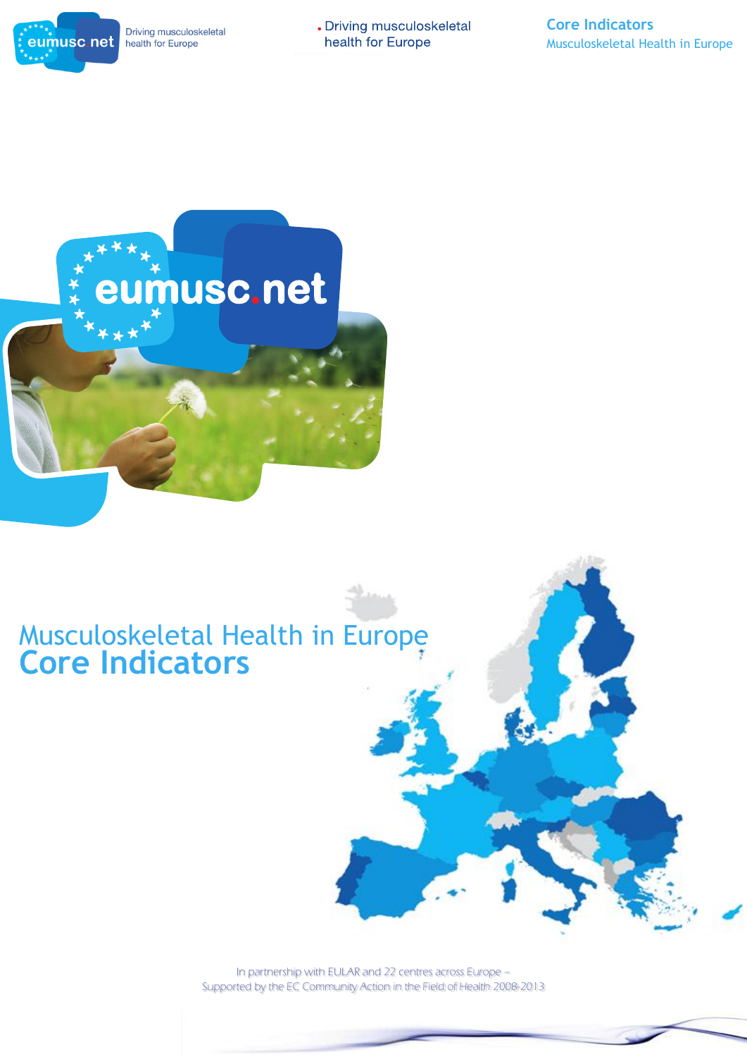# Musculoskeletal Health in Europe
# Core Indicators

In partnership with EULAR and 22 centres across Europe –
Supported by the EC Community Action in the Field of Health 2008-2013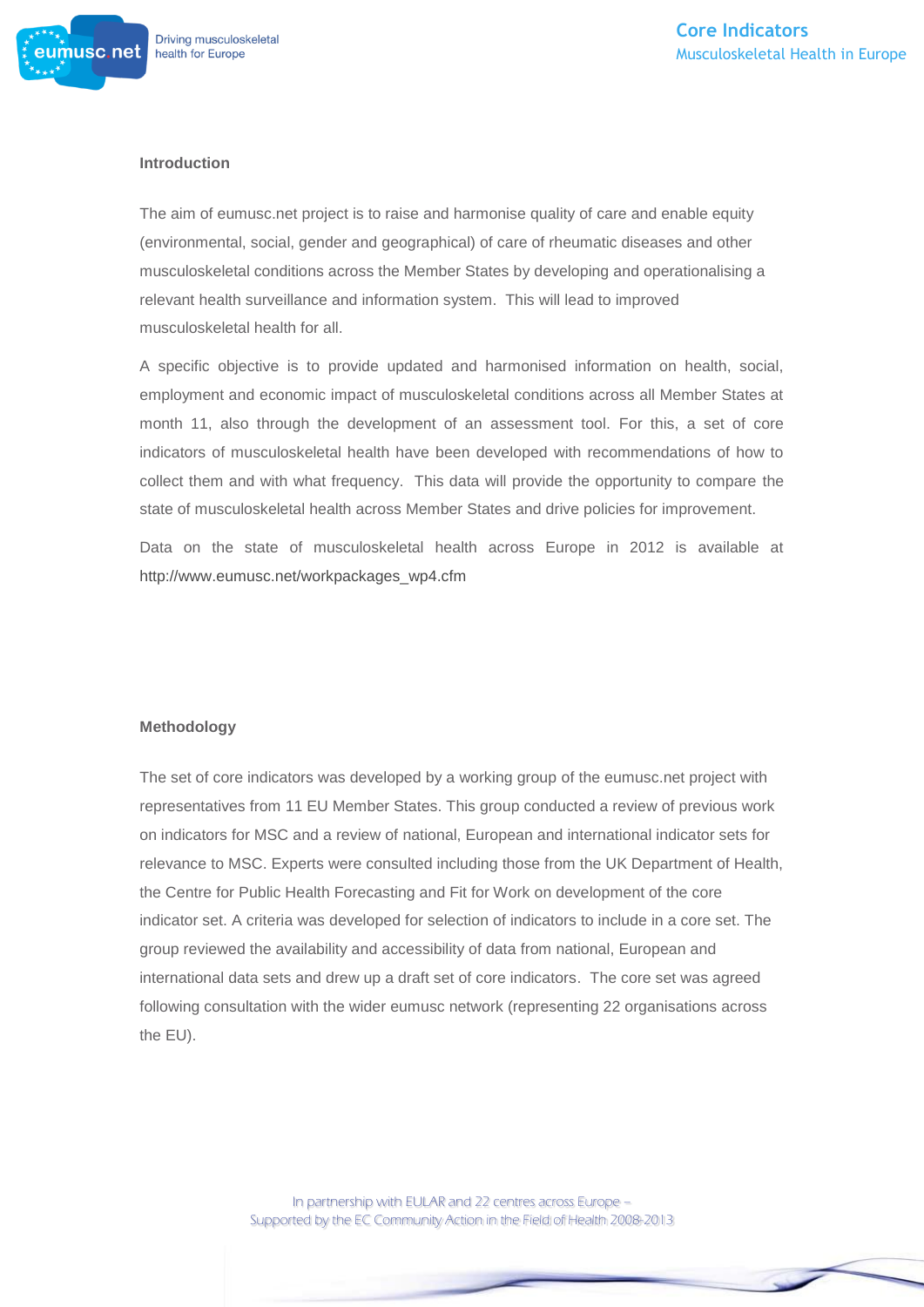## Introduction

The aim of eumusc.net project is to raise and harmonise quality of care and enable equity (environmental, social, gender and geographical) of care of rheumatic diseases and other musculoskeletal conditions across the Member States by developing and operationalising a relevant health surveillance and information system. This will lead to improved musculoskeletal health for all.

A specific objective is to provide updated and harmonised information on health, social, employment and economic impact of musculoskeletal conditions across all Member States at month 11, also through the development of an assessment tool. For this, a set of core indicators of musculoskeletal health have been developed with recommendations of how to collect them and with what frequency. This data will provide the opportunity to compare the state of musculoskeletal health across Member States and drive policies for improvement.

Data on the state of musculoskeletal health across Europe in 2012 is available at http://www.eumusc.net/workpackages_wp4.cfm

## Methodology

The set of core indicators was developed by a working group of the eumusc.net project with representatives from 11 EU Member States. This group conducted a review of previous work on indicators for MSC and a review of national, European and international indicator sets for relevance to MSC. Experts were consulted including those from the UK Department of Health, the Centre for Public Health Forecasting and Fit for Work on development of the core indicator set. A criteria was developed for selection of indicators to include in a core set. The group reviewed the availability and accessibility of data from national, European and international data sets and drew up a draft set of core indicators. The core set was agreed following consultation with the wider eumusc network (representing 22 organisations across the EU).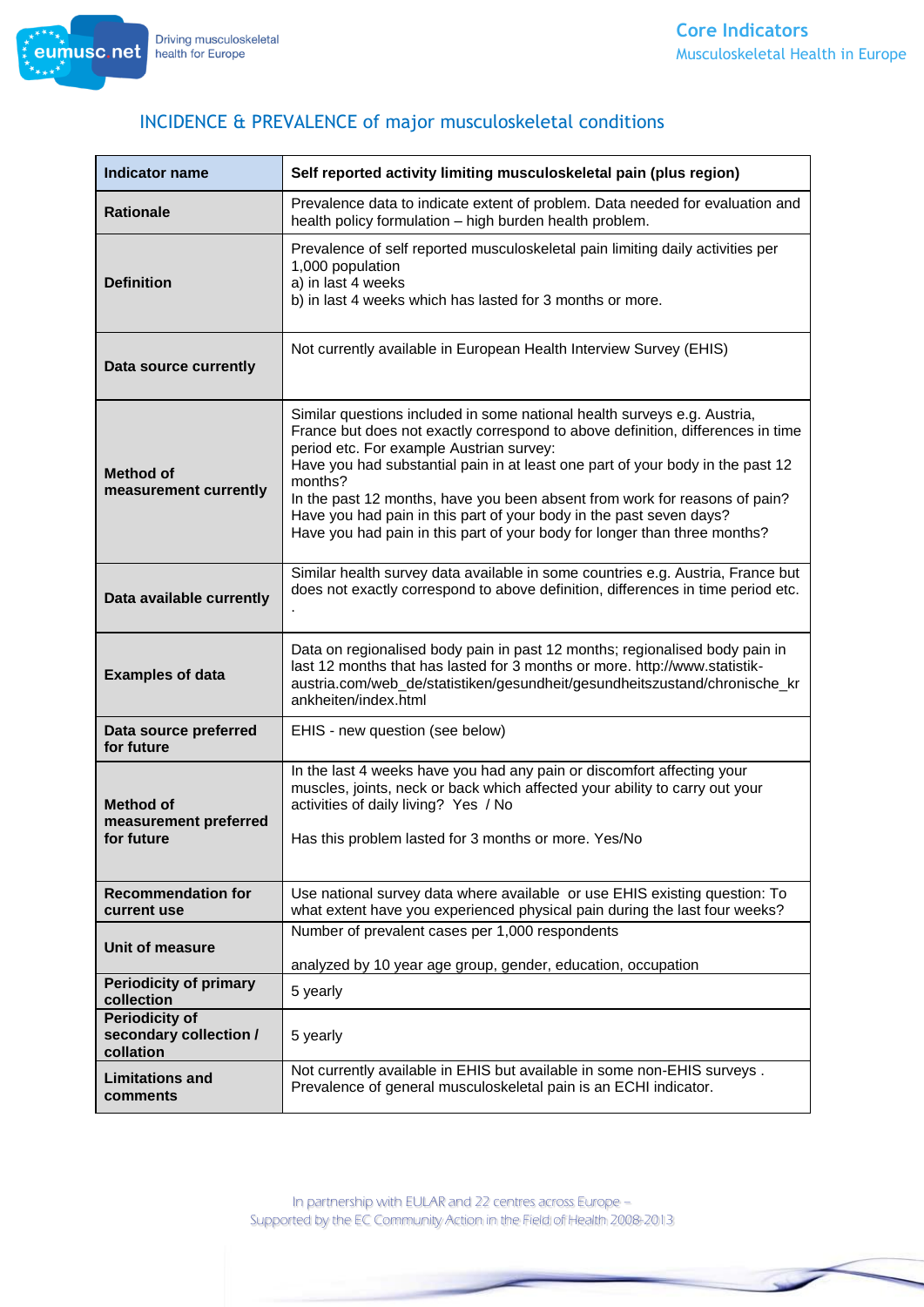## INCIDENCE & PREVALENCE of major musculoskeletal conditions

| Indicator name | Self reported activity limiting musculoskeletal pain (plus region) |
|---|---|
| Rationale | Prevalence data to indicate extent of problem. Data needed for evaluation and health policy formulation – high burden health problem. |
| Definition | Prevalence of self reported musculoskeletal pain limiting daily activities per 1,000 population<br>a) in last 4 weeks<br>b) in last 4 weeks which has lasted for 3 months or more. |
| Data source currently | Not currently available in European Health Interview Survey (EHIS) |
| Method of measurement currently | Similar questions included in some national health surveys e.g. Austria, France but does not exactly correspond to above definition, differences in time period etc. For example Austrian survey:<br>Have you had substantial pain in at least one part of your body in the past 12 months?<br>In the past 12 months, have you been absent from work for reasons of pain?<br>Have you had pain in this part of your body in the past seven days?<br>Have you had pain in this part of your body for longer than three months? |
| Data available currently | Similar health survey data available in some countries e.g. Austria, France but does not exactly correspond to above definition, differences in time period etc.<br>. |
| Examples of data | Data on regionalised body pain in past 12 months; regionalised body pain in last 12 months that has lasted for 3 months or more. http://www.statistik-austria.com/web_de/statistiken/gesundheit/gesundheitszustand/chronische_krankheiten/index.html |
| Data source preferred for future | EHIS - new question (see below) |
| Method of measurement preferred for future | In the last 4 weeks have you had any pain or discomfort affecting your muscles, joints, neck or back which affected your ability to carry out your activities of daily living? Yes / No<br><br>Has this problem lasted for 3 months or more. Yes/No |
| Recommendation for current use | Use national survey data where available or use EHIS existing question: To what extent have you experienced physical pain during the last four weeks? |
| Unit of measure | Number of prevalent cases per 1,000 respondents<br><br>analyzed by 10 year age group, gender, education, occupation |
| Periodicity of primary collection | 5 yearly |
| Periodicity of secondary collection / collation | 5 yearly |
| Limitations and comments | Not currently available in EHIS but available in some non-EHIS surveys .<br>Prevalence of general musculoskeletal pain is an ECHI indicator. |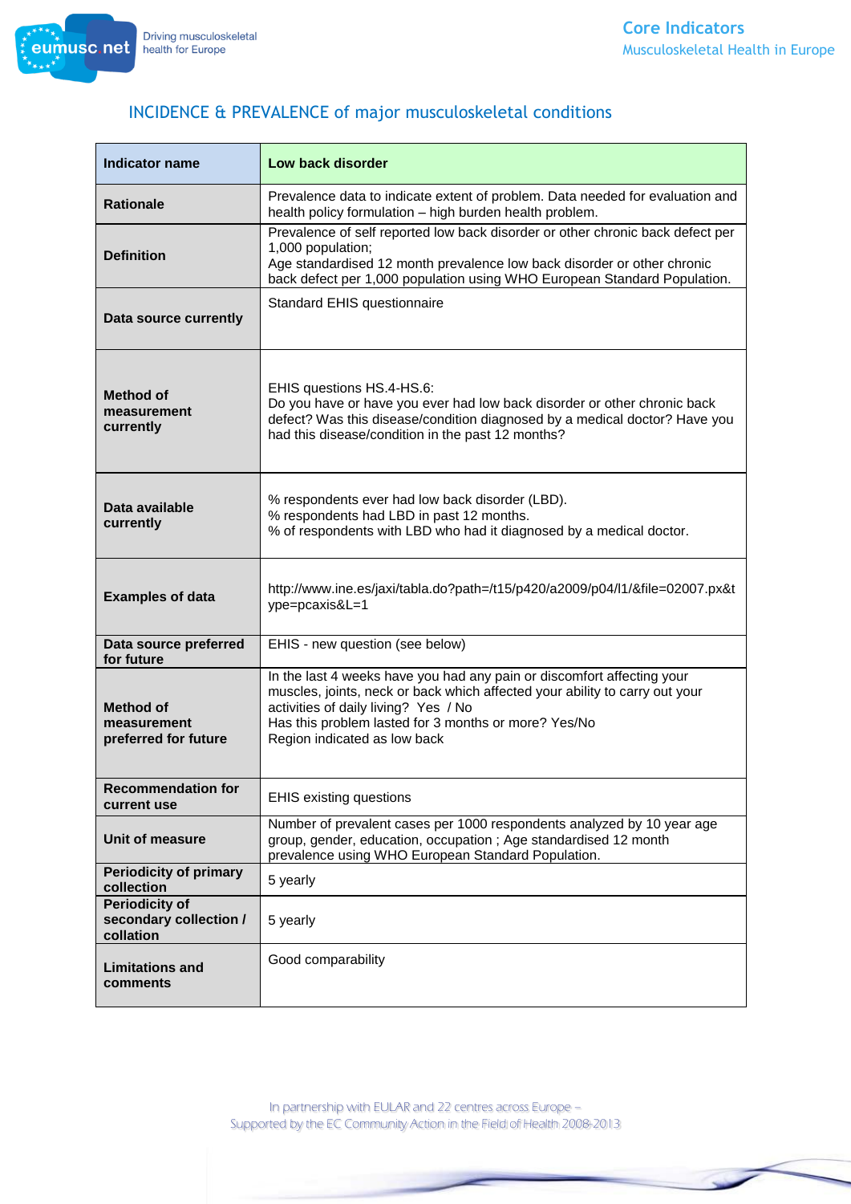## INCIDENCE & PREVALENCE of major musculoskeletal conditions

| Indicator name | Low back disorder |
|---|---|
| Rationale | Prevalence data to indicate extent of problem. Data needed for evaluation and health policy formulation – high burden health problem. |
| Definition | Prevalence of self reported low back disorder or other chronic back defect per 1,000 population;<br>Age standardised 12 month prevalence low back disorder or other chronic back defect per 1,000 population using WHO European Standard Population. |
| Data source currently | Standard EHIS questionnaire |
| Method of measurement currently | EHIS questions HS.4-HS.6:<br>Do you have or have you ever had low back disorder or other chronic back defect? Was this disease/condition diagnosed by a medical doctor? Have you had this disease/condition in the past 12 months? |
| Data available currently | % respondents ever had low back disorder (LBD).<br>% respondents had LBD in past 12 months.<br>% of respondents with LBD who had it diagnosed by a medical doctor. |
| Examples of data | http://www.ine.es/jaxi/tabla.do?path=/t15/p420/a2009/p04/l1/&file=02007.px&type=pcaxis&L=1 |
| Data source preferred for future | EHIS - new question (see below) |
| Method of measurement preferred for future | In the last 4 weeks have you had any pain or discomfort affecting your muscles, joints, neck or back which affected your ability to carry out your activities of daily living? Yes / No<br>Has this problem lasted for 3 months or more? Yes/No<br>Region indicated as low back |
| Recommendation for current use | EHIS existing questions |
| Unit of measure | Number of prevalent cases per 1000 respondents analyzed by 10 year age group, gender, education, occupation ; Age standardised 12 month prevalence using WHO European Standard Population. |
| Periodicity of primary collection | 5 yearly |
| Periodicity of secondary collection / collation | 5 yearly |
| Limitations and comments | Good comparability |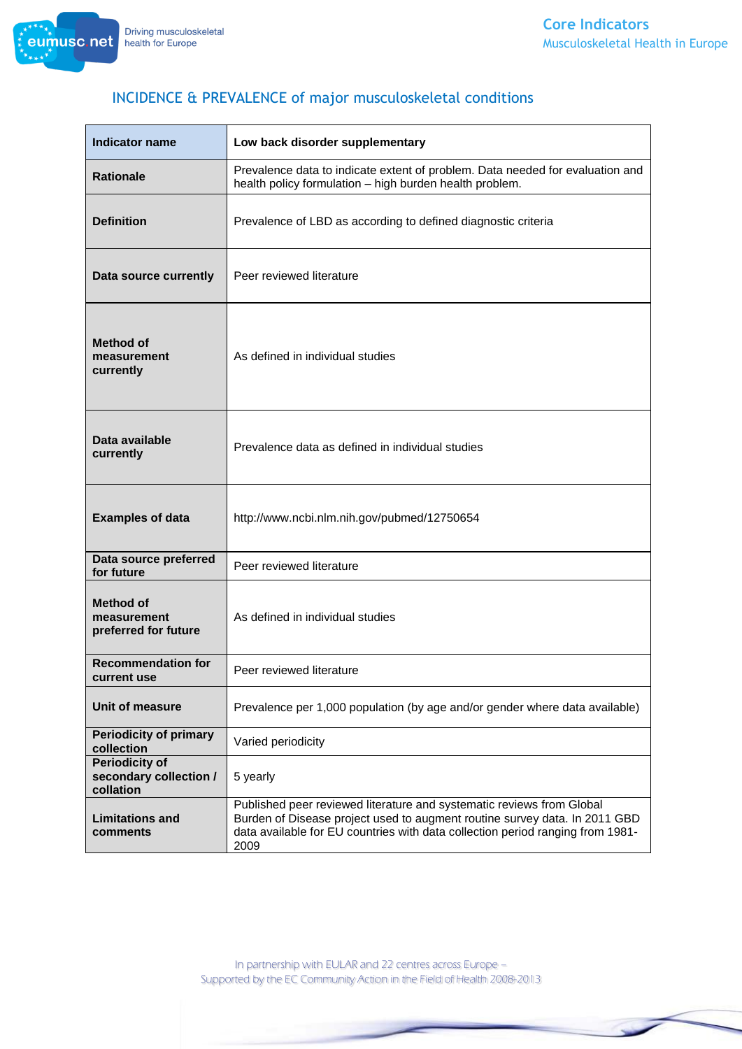## INCIDENCE & PREVALENCE of major musculoskeletal conditions

| Indicator name | Low back disorder supplementary |
|---|---|
| Rationale | Prevalence data to indicate extent of problem. Data needed for evaluation and health policy formulation – high burden health problem. |
| Definition | Prevalence of LBD as according to defined diagnostic criteria |
| Data source currently | Peer reviewed literature |
| Method of measurement currently | As defined in individual studies |
| Data available currently | Prevalence data as defined in individual studies |
| Examples of data | http://www.ncbi.nlm.nih.gov/pubmed/12750654 |
| Data source preferred for future | Peer reviewed literature |
| Method of measurement preferred for future | As defined in individual studies |
| Recommendation for current use | Peer reviewed literature |
| Unit of measure | Prevalence per 1,000 population (by age and/or gender where data available) |
| Periodicity of primary collection | Varied periodicity |
| Periodicity of secondary collection / collation | 5 yearly |
| Limitations and comments | Published peer reviewed literature and systematic reviews from Global Burden of Disease project used to augment routine survey data. In 2011 GBD data available for EU countries with data collection period ranging from 1981-2009 |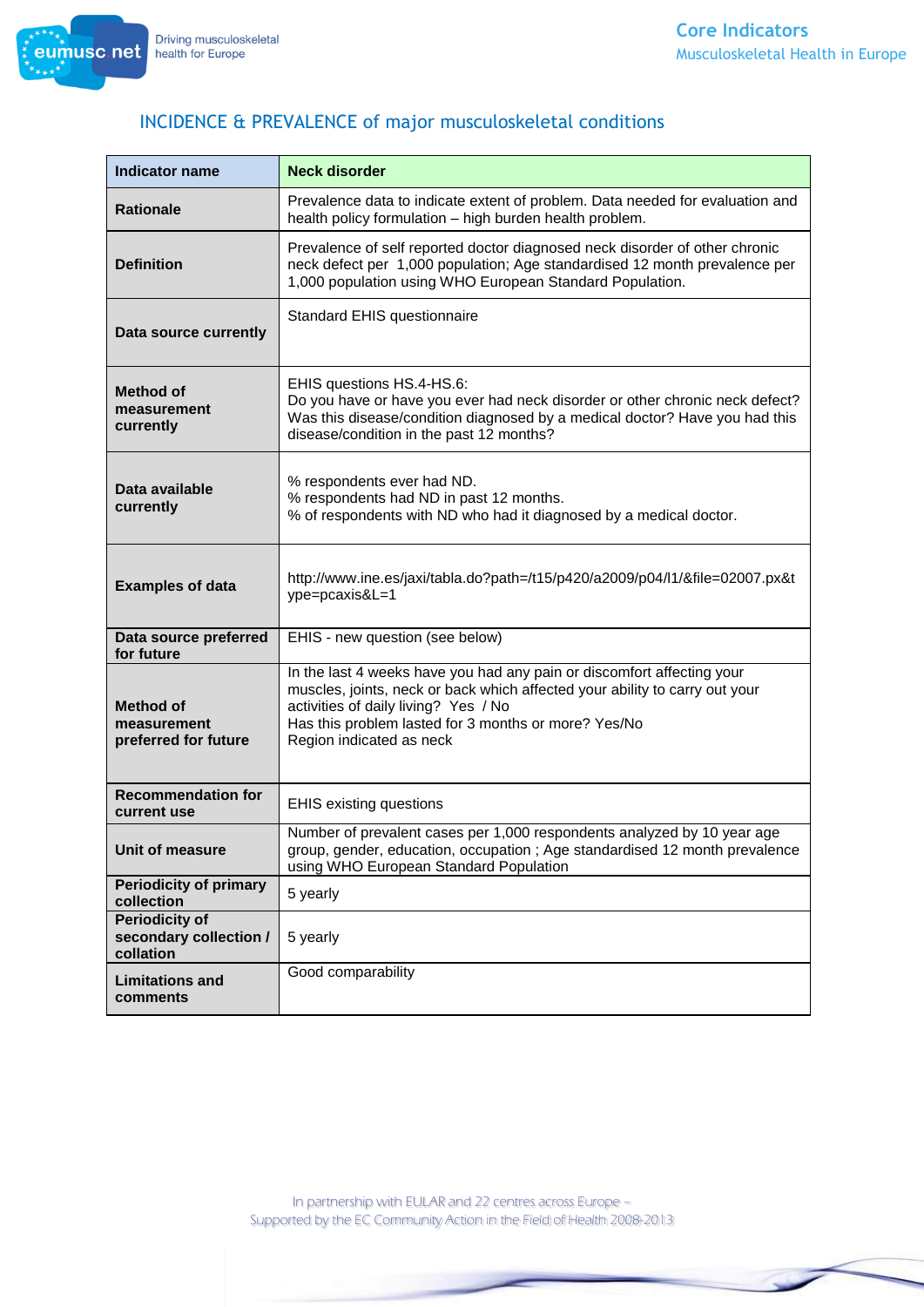## INCIDENCE & PREVALENCE of major musculoskeletal conditions

| Indicator name | Neck disorder |
| --- | --- |
| Rationale | Prevalence data to indicate extent of problem. Data needed for evaluation and health policy formulation – high burden health problem. |
| Definition | Prevalence of self reported doctor diagnosed neck disorder of other chronic neck defect per 1,000 population; Age standardised 12 month prevalence per 1,000 population using WHO European Standard Population. |
| Data source currently | Standard EHIS questionnaire |
| Method of measurement currently | EHIS questions HS.4-HS.6:<br>Do you have or have you ever had neck disorder or other chronic neck defect? Was this disease/condition diagnosed by a medical doctor? Have you had this disease/condition in the past 12 months? |
| Data available currently | % respondents ever had ND.<br>% respondents had ND in past 12 months.<br>% of respondents with ND who had it diagnosed by a medical doctor. |
| Examples of data | http://www.ine.es/jaxi/tabla.do?path=/t15/p420/a2009/p04/l1/&file=02007.px&type=pcaxis&L=1 |
| Data source preferred for future | EHIS - new question (see below) |
| Method of measurement preferred for future | In the last 4 weeks have you had any pain or discomfort affecting your muscles, joints, neck or back which affected your ability to carry out your activities of daily living? Yes / No<br>Has this problem lasted for 3 months or more? Yes/No<br>Region indicated as neck |
| Recommendation for current use | EHIS existing questions |
| Unit of measure | Number of prevalent cases per 1,000 respondents analyzed by 10 year age group, gender, education, occupation ; Age standardised 12 month prevalence using WHO European Standard Population |
| Periodicity of primary collection | 5 yearly |
| Periodicity of secondary collection / collation | 5 yearly |
| Limitations and comments | Good comparability |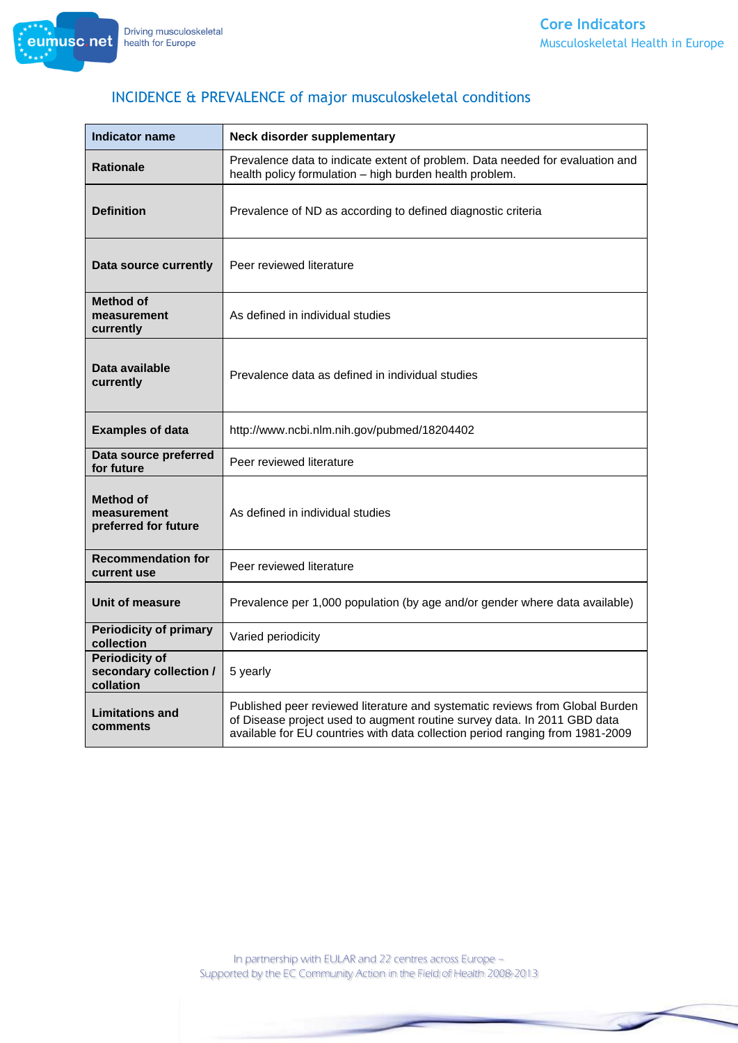## INCIDENCE & PREVALENCE of major musculoskeletal conditions

| Indicator name | Neck disorder supplementary |
|---|---|
| Rationale | Prevalence data to indicate extent of problem. Data needed for evaluation and health policy formulation – high burden health problem. |
| Definition | Prevalence of ND as according to defined diagnostic criteria |
| Data source currently | Peer reviewed literature |
| Method of measurement currently | As defined in individual studies |
| Data available currently | Prevalence data as defined in individual studies |
| Examples of data | http://www.ncbi.nlm.nih.gov/pubmed/18204402 |
| Data source preferred for future | Peer reviewed literature |
| Method of measurement preferred for future | As defined in individual studies |
| Recommendation for current use | Peer reviewed literature |
| Unit of measure | Prevalence per 1,000 population (by age and/or gender where data available) |
| Periodicity of primary collection | Varied periodicity |
| Periodicity of secondary collection / collation | 5 yearly |
| Limitations and comments | Published peer reviewed literature and systematic reviews from Global Burden of Disease project used to augment routine survey data. In 2011 GBD data available for EU countries with data collection period ranging from 1981-2009 |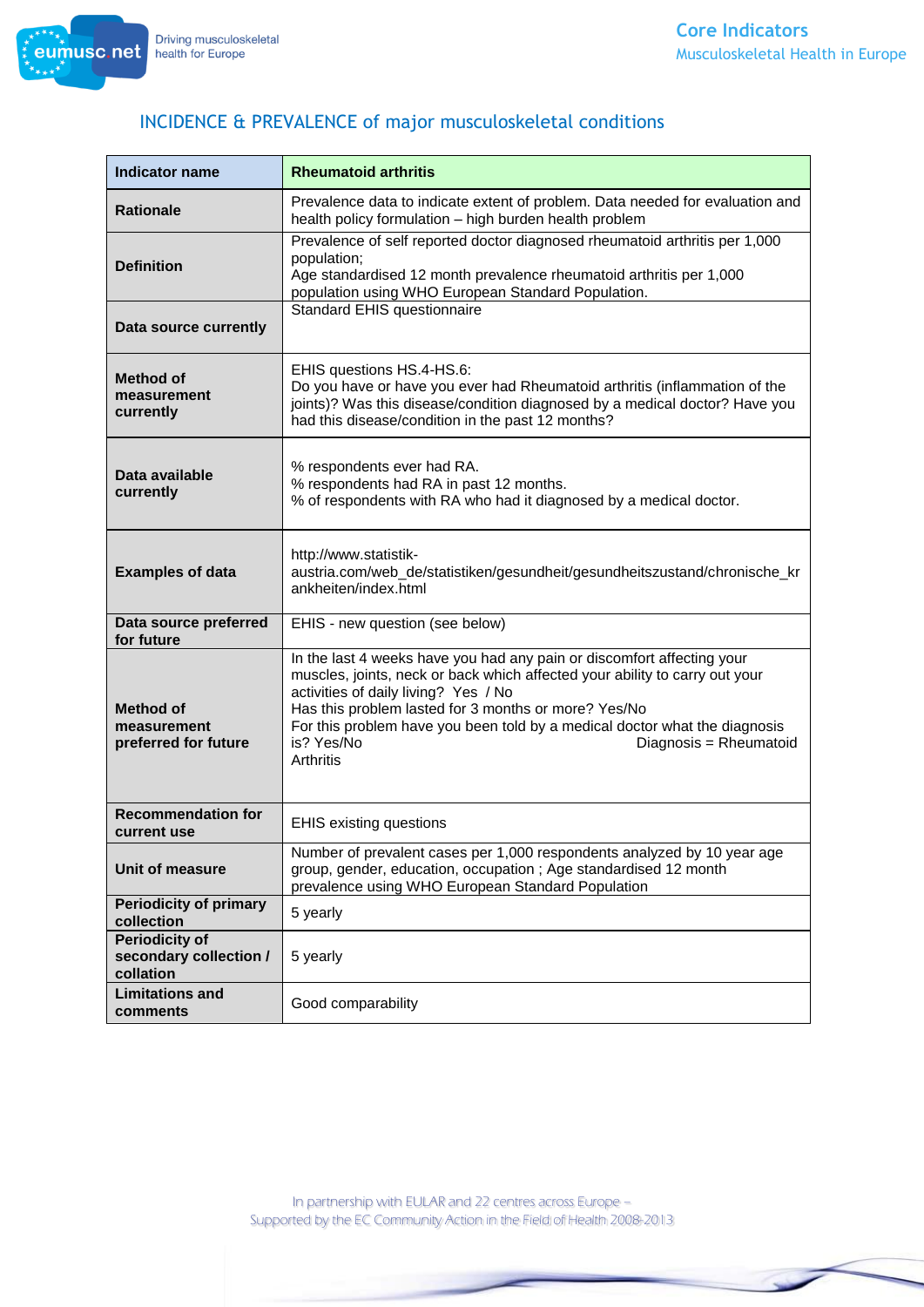## INCIDENCE & PREVALENCE of major musculoskeletal conditions

| Indicator name | Rheumatoid arthritis |
|---|---|
| Rationale | Prevalence data to indicate extent of problem. Data needed for evaluation and health policy formulation – high burden health problem |
| Definition | Prevalence of self reported doctor diagnosed rheumatoid arthritis per 1,000 population;<br>Age standardised 12 month prevalence rheumatoid arthritis per 1,000 population using WHO European Standard Population. |
| Data source currently | Standard EHIS questionnaire |
| Method of measurement currently | EHIS questions HS.4-HS.6:<br>Do you have or have you ever had Rheumatoid arthritis (inflammation of the joints)? Was this disease/condition diagnosed by a medical doctor? Have you had this disease/condition in the past 12 months? |
| Data available currently | % respondents ever had RA.<br>% respondents had RA in past 12 months.<br>% of respondents with RA who had it diagnosed by a medical doctor. |
| Examples of data | http://www.statistik-austria.com/web_de/statistiken/gesundheit/gesundheitszustand/chronische_krankheiten/index.html |
| Data source preferred for future | EHIS - new question (see below) |
| Method of measurement preferred for future | In the last 4 weeks have you had any pain or discomfort affecting your muscles, joints, neck or back which affected your ability to carry out your activities of daily living? Yes / No<br>Has this problem lasted for 3 months or more? Yes/No<br>For this problem have you been told by a medical doctor what the diagnosis is? Yes/No Diagnosis = Rheumatoid Arthritis |
| Recommendation for current use | EHIS existing questions |
| Unit of measure | Number of prevalent cases per 1,000 respondents analyzed by 10 year age group, gender, education, occupation ; Age standardised 12 month prevalence using WHO European Standard Population |
| Periodicity of primary collection | 5 yearly |
| Periodicity of secondary collection / collation | 5 yearly |
| Limitations and comments | Good comparability |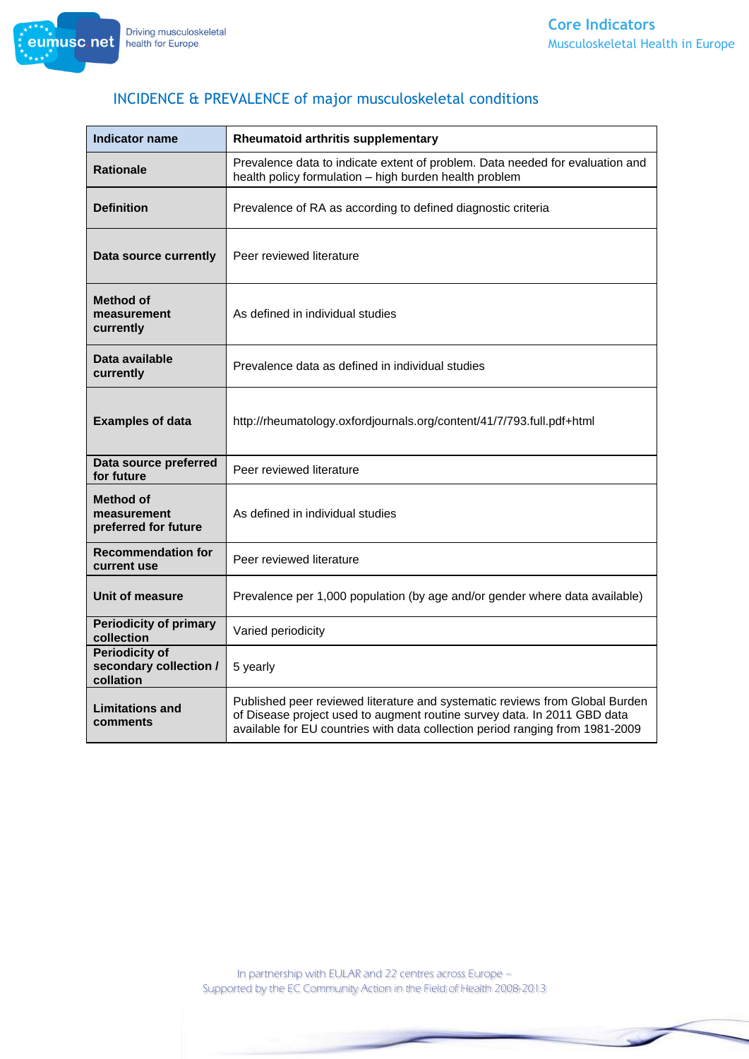## INCIDENCE & PREVALENCE of major musculoskeletal conditions

| Indicator name | Rheumatoid arthritis supplementary |
|---|---|
| Rationale | Prevalence data to indicate extent of problem. Data needed for evaluation and health policy formulation – high burden health problem |
| Definition | Prevalence of RA as according to defined diagnostic criteria |
| Data source currently | Peer reviewed literature |
| Method of measurement currently | As defined in individual studies |
| Data available currently | Prevalence data as defined in individual studies |
| Examples of data | http://rheumatology.oxfordjournals.org/content/41/7/793.full.pdf+html |
| Data source preferred for future | Peer reviewed literature |
| Method of measurement preferred for future | As defined in individual studies |
| Recommendation for current use | Peer reviewed literature |
| Unit of measure | Prevalence per 1,000 population (by age and/or gender where data available) |
| Periodicity of primary collection | Varied periodicity |
| Periodicity of secondary collection / collation | 5 yearly |
| Limitations and comments | Published peer reviewed literature and systematic reviews from Global Burden of Disease project used to augment routine survey data. In 2011 GBD data available for EU countries with data collection period ranging from 1981-2009 |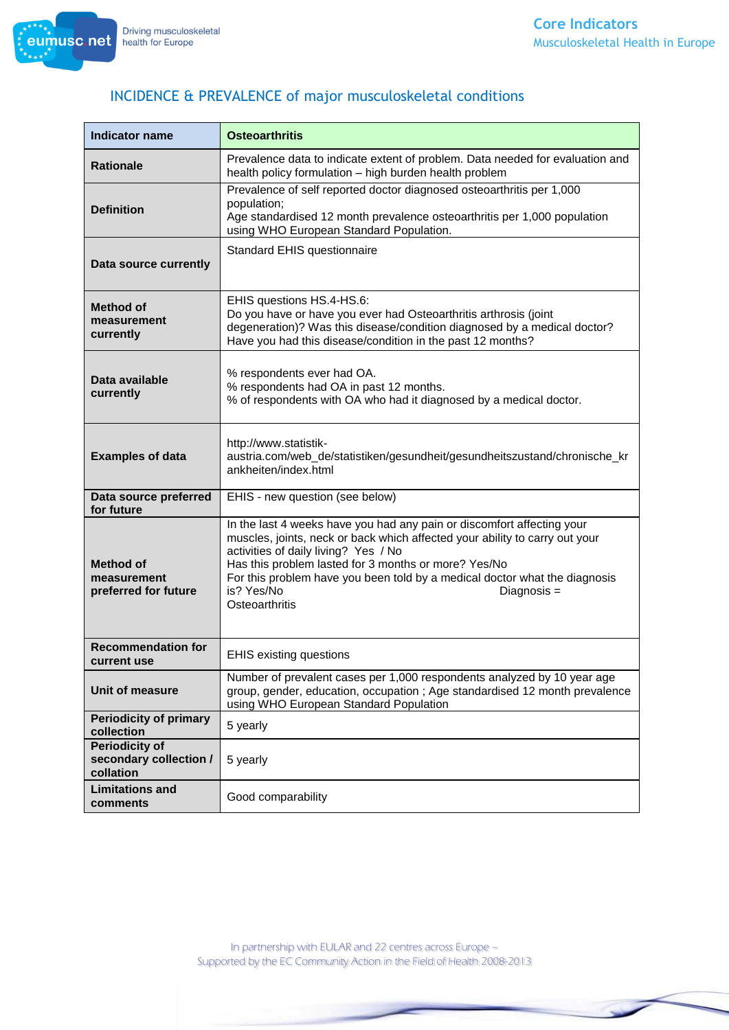## INCIDENCE & PREVALENCE of major musculoskeletal conditions

| Indicator name | Osteoarthritis |
|---|---|
| Rationale | Prevalence data to indicate extent of problem. Data needed for evaluation and health policy formulation – high burden health problem |
| Definition | Prevalence of self reported doctor diagnosed osteoarthritis per 1,000 population;<br>Age standardised 12 month prevalence osteoarthritis per 1,000 population using WHO European Standard Population. |
| Data source currently | Standard EHIS questionnaire |
| Method of measurement currently | EHIS questions HS.4-HS.6:<br>Do you have or have you ever had Osteoarthritis arthrosis (joint degeneration)? Was this disease/condition diagnosed by a medical doctor? Have you had this disease/condition in the past 12 months? |
| Data available currently | % respondents ever had OA.<br>% respondents had OA in past 12 months.<br>% of respondents with OA who had it diagnosed by a medical doctor. |
| Examples of data | http://www.statistik-austria.com/web_de/statistiken/gesundheit/gesundheitszustand/chronische_krankheiten/index.html |
| Data source preferred for future | EHIS - new question (see below) |
| Method of measurement preferred for future | In the last 4 weeks have you had any pain or discomfort affecting your muscles, joints, neck or back which affected your ability to carry out your activities of daily living? Yes / No<br>Has this problem lasted for 3 months or more? Yes/No<br>For this problem have you been told by a medical doctor what the diagnosis is? Yes/No Diagnosis = Osteoarthritis |
| Recommendation for current use | EHIS existing questions |
| Unit of measure | Number of prevalent cases per 1,000 respondents analyzed by 10 year age group, gender, education, occupation ; Age standardised 12 month prevalence using WHO European Standard Population |
| Periodicity of primary collection | 5 yearly |
| Periodicity of secondary collection / collation | 5 yearly |
| Limitations and comments | Good comparability |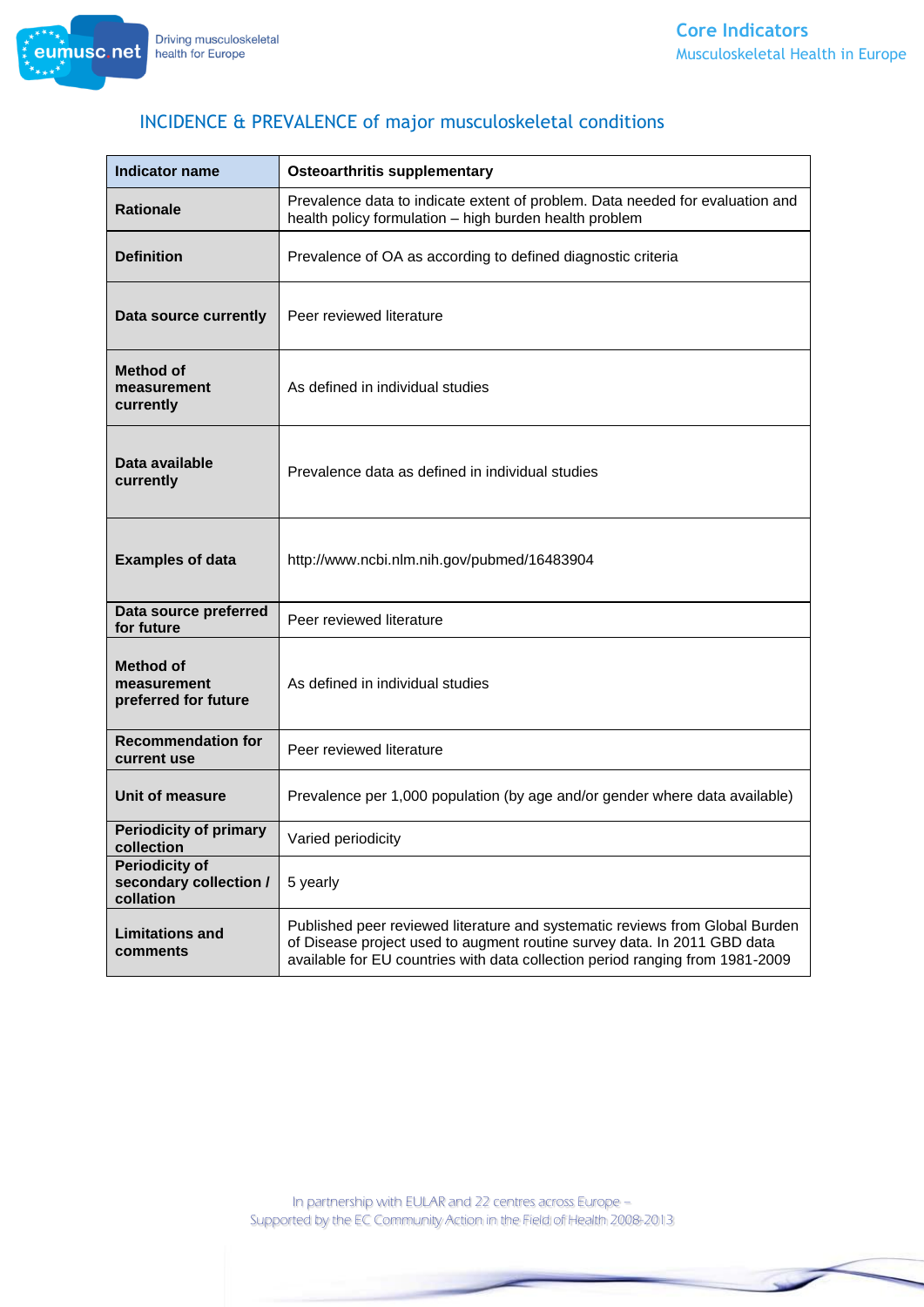## INCIDENCE & PREVALENCE of major musculoskeletal conditions

| Indicator name | Osteoarthritis supplementary |
|---|---|
| Rationale | Prevalence data to indicate extent of problem. Data needed for evaluation and health policy formulation – high burden health problem |
| Definition | Prevalence of OA as according to defined diagnostic criteria |
| Data source currently | Peer reviewed literature |
| Method of measurement currently | As defined in individual studies |
| Data available currently | Prevalence data as defined in individual studies |
| Examples of data | http://www.ncbi.nlm.nih.gov/pubmed/16483904 |
| Data source preferred for future | Peer reviewed literature |
| Method of measurement preferred for future | As defined in individual studies |
| Recommendation for current use | Peer reviewed literature |
| Unit of measure | Prevalence per 1,000 population (by age and/or gender where data available) |
| Periodicity of primary collection | Varied periodicity |
| Periodicity of secondary collection / collation | 5 yearly |
| Limitations and comments | Published peer reviewed literature and systematic reviews from Global Burden of Disease project used to augment routine survey data. In 2011 GBD data available for EU countries with data collection period ranging from 1981-2009 |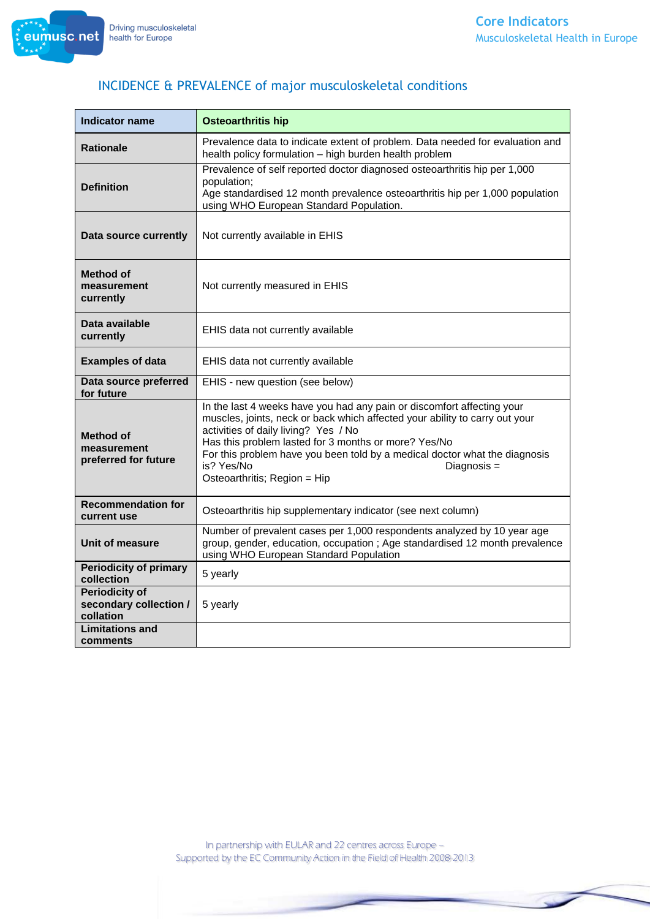## INCIDENCE & PREVALENCE of major musculoskeletal conditions

| Indicator name | Osteoarthritis hip |
|---|---|
| Rationale | Prevalence data to indicate extent of problem. Data needed for evaluation and health policy formulation – high burden health problem |
| Definition | Prevalence of self reported doctor diagnosed osteoarthritis hip per 1,000 population;<br>Age standardised 12 month prevalence osteoarthritis hip per 1,000 population using WHO European Standard Population. |
| Data source currently | Not currently available in EHIS |
| Method of measurement currently | Not currently measured in EHIS |
| Data available currently | EHIS data not currently available |
| Examples of data | EHIS data not currently available |
| Data source preferred for future | EHIS - new question (see below) |
| Method of measurement preferred for future | In the last 4 weeks have you had any pain or discomfort affecting your muscles, joints, neck or back which affected your ability to carry out your activities of daily living? Yes / No<br>Has this problem lasted for 3 months or more? Yes/No<br>For this problem have you been told by a medical doctor what the diagnosis is? Yes/No Diagnosis =<br>Osteoarthritis; Region = Hip |
| Recommendation for current use | Osteoarthritis hip supplementary indicator (see next column) |
| Unit of measure | Number of prevalent cases per 1,000 respondents analyzed by 10 year age group, gender, education, occupation ; Age standardised 12 month prevalence using WHO European Standard Population |
| Periodicity of primary collection | 5 yearly |
| Periodicity of secondary collection / collation | 5 yearly |
| Limitations and comments | |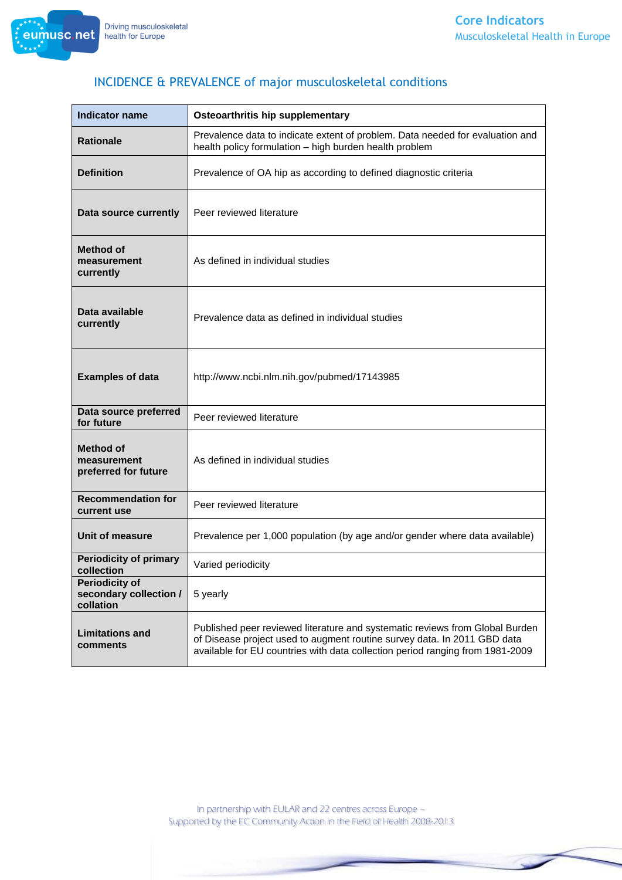## INCIDENCE & PREVALENCE of major musculoskeletal conditions

| Indicator name | Osteoarthritis hip supplementary |
|---|---|
| Rationale | Prevalence data to indicate extent of problem. Data needed for evaluation and health policy formulation – high burden health problem |
| Definition | Prevalence of OA hip as according to defined diagnostic criteria |
| Data source currently | Peer reviewed literature |
| Method of measurement currently | As defined in individual studies |
| Data available currently | Prevalence data as defined in individual studies |
| Examples of data | http://www.ncbi.nlm.nih.gov/pubmed/17143985 |
| Data source preferred for future | Peer reviewed literature |
| Method of measurement preferred for future | As defined in individual studies |
| Recommendation for current use | Peer reviewed literature |
| Unit of measure | Prevalence per 1,000 population (by age and/or gender where data available) |
| Periodicity of primary collection | Varied periodicity |
| Periodicity of secondary collection / collation | 5 yearly |
| Limitations and comments | Published peer reviewed literature and systematic reviews from Global Burden of Disease project used to augment routine survey data. In 2011 GBD data available for EU countries with data collection period ranging from 1981-2009 |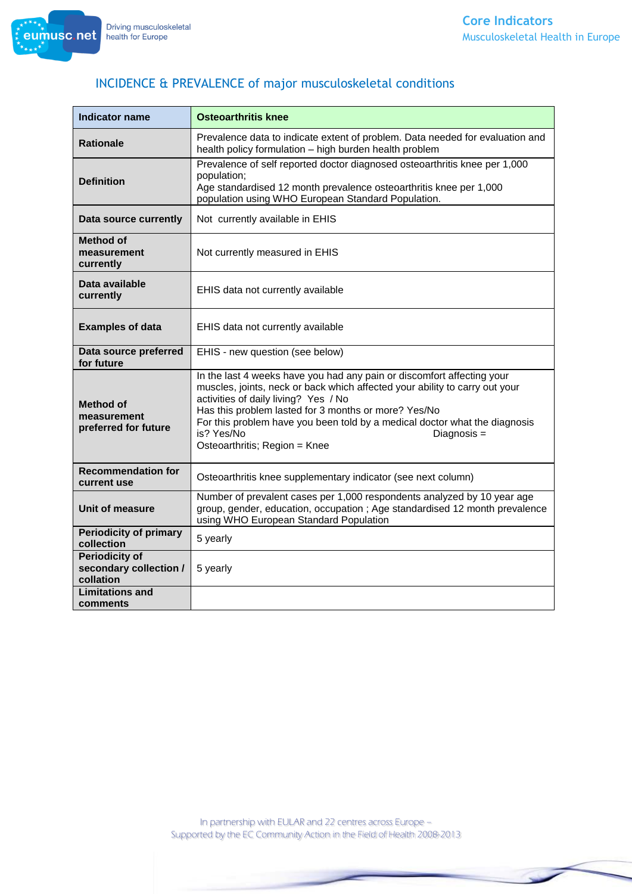## INCIDENCE & PREVALENCE of major musculoskeletal conditions

| Indicator name | Osteoarthritis knee |
|---|---|
| Rationale | Prevalence data to indicate extent of problem. Data needed for evaluation and health policy formulation – high burden health problem |
| Definition | Prevalence of self reported doctor diagnosed osteoarthritis knee per 1,000 population;<br>Age standardised 12 month prevalence osteoarthritis knee per 1,000 population using WHO European Standard Population. |
| Data source currently | Not currently available in EHIS |
| Method of measurement currently | Not currently measured in EHIS |
| Data available currently | EHIS data not currently available |
| Examples of data | EHIS data not currently available |
| Data source preferred for future | EHIS - new question (see below) |
| Method of measurement preferred for future | In the last 4 weeks have you had any pain or discomfort affecting your muscles, joints, neck or back which affected your ability to carry out your activities of daily living? Yes / No<br>Has this problem lasted for 3 months or more? Yes/No<br>For this problem have you been told by a medical doctor what the diagnosis is? Yes/No Diagnosis = Osteoarthritis; Region = Knee |
| Recommendation for current use | Osteoarthritis knee supplementary indicator (see next column) |
| Unit of measure | Number of prevalent cases per 1,000 respondents analyzed by 10 year age group, gender, education, occupation ; Age standardised 12 month prevalence using WHO European Standard Population |
| Periodicity of primary collection | 5 yearly |
| Periodicity of secondary collection / collation | 5 yearly |
| Limitations and comments | |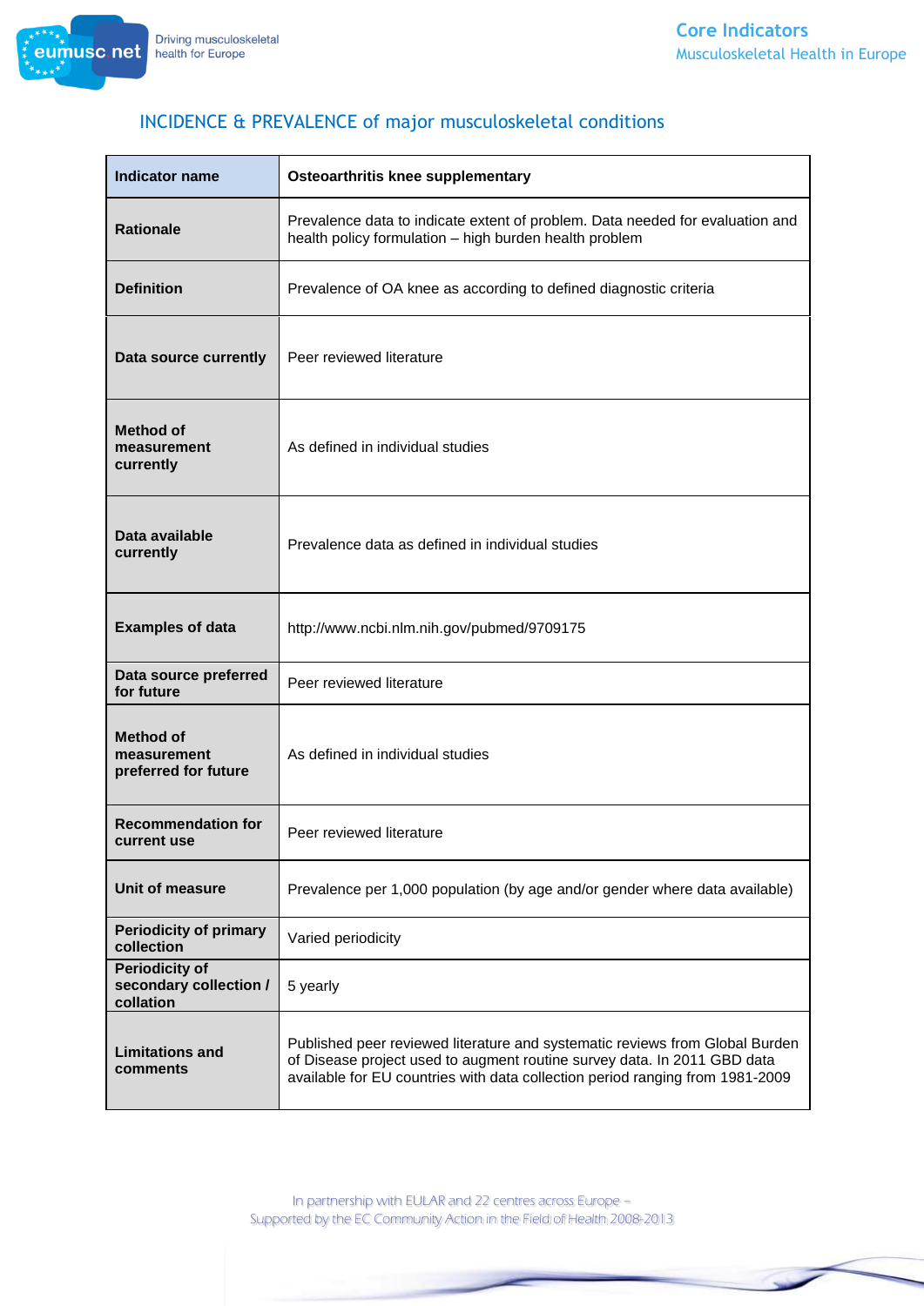## INCIDENCE & PREVALENCE of major musculoskeletal conditions

| Indicator name | Osteoarthritis knee supplementary |
|---|---|
| Rationale | Prevalence data to indicate extent of problem. Data needed for evaluation and health policy formulation – high burden health problem |
| Definition | Prevalence of OA knee as according to defined diagnostic criteria |
| Data source currently | Peer reviewed literature |
| Method of measurement currently | As defined in individual studies |
| Data available currently | Prevalence data as defined in individual studies |
| Examples of data | http://www.ncbi.nlm.nih.gov/pubmed/9709175 |
| Data source preferred for future | Peer reviewed literature |
| Method of measurement preferred for future | As defined in individual studies |
| Recommendation for current use | Peer reviewed literature |
| Unit of measure | Prevalence per 1,000 population (by age and/or gender where data available) |
| Periodicity of primary collection | Varied periodicity |
| Periodicity of secondary collection / collation | 5 yearly |
| Limitations and comments | Published peer reviewed literature and systematic reviews from Global Burden of Disease project used to augment routine survey data. In 2011 GBD data available for EU countries with data collection period ranging from 1981-2009 |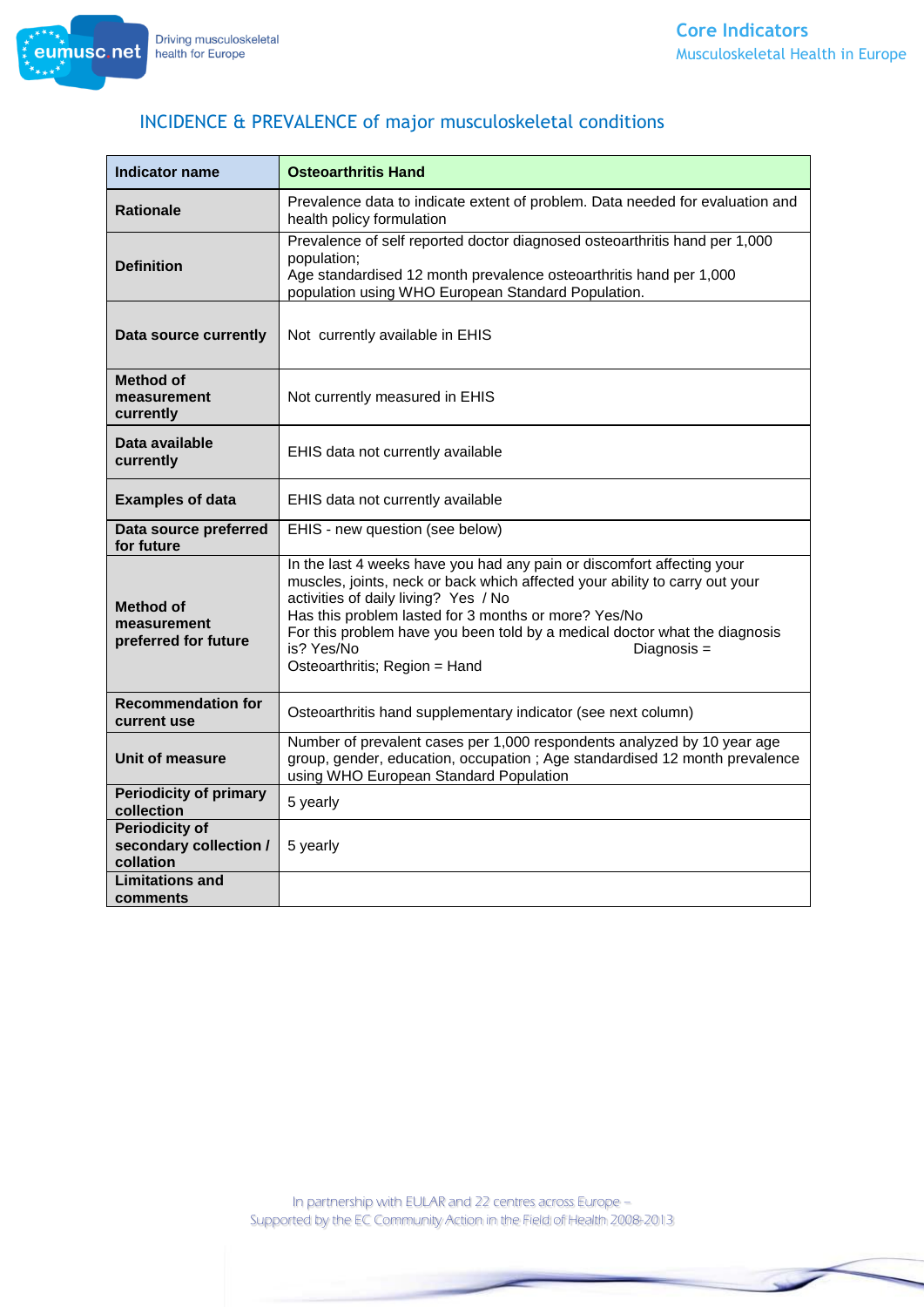## INCIDENCE & PREVALENCE of major musculoskeletal conditions

| Indicator name | Osteoarthritis Hand |
|---|---|
| Rationale | Prevalence data to indicate extent of problem. Data needed for evaluation and health policy formulation |
| Definition | Prevalence of self reported doctor diagnosed osteoarthritis hand per 1,000 population;<br>Age standardised 12 month prevalence osteoarthritis hand per 1,000 population using WHO European Standard Population. |
| Data source currently | Not currently available in EHIS |
| Method of measurement currently | Not currently measured in EHIS |
| Data available currently | EHIS data not currently available |
| Examples of data | EHIS data not currently available |
| Data source preferred for future | EHIS - new question (see below) |
| Method of measurement preferred for future | In the last 4 weeks have you had any pain or discomfort affecting your muscles, joints, neck or back which affected your ability to carry out your activities of daily living? Yes / No<br>Has this problem lasted for 3 months or more? Yes/No<br>For this problem have you been told by a medical doctor what the diagnosis is? Yes/No Diagnosis = Osteoarthritis; Region = Hand |
| Recommendation for current use | Osteoarthritis hand supplementary indicator (see next column) |
| Unit of measure | Number of prevalent cases per 1,000 respondents analyzed by 10 year age group, gender, education, occupation ; Age standardised 12 month prevalence using WHO European Standard Population |
| Periodicity of primary collection | 5 yearly |
| Periodicity of secondary collection / collation | 5 yearly |
| Limitations and comments | |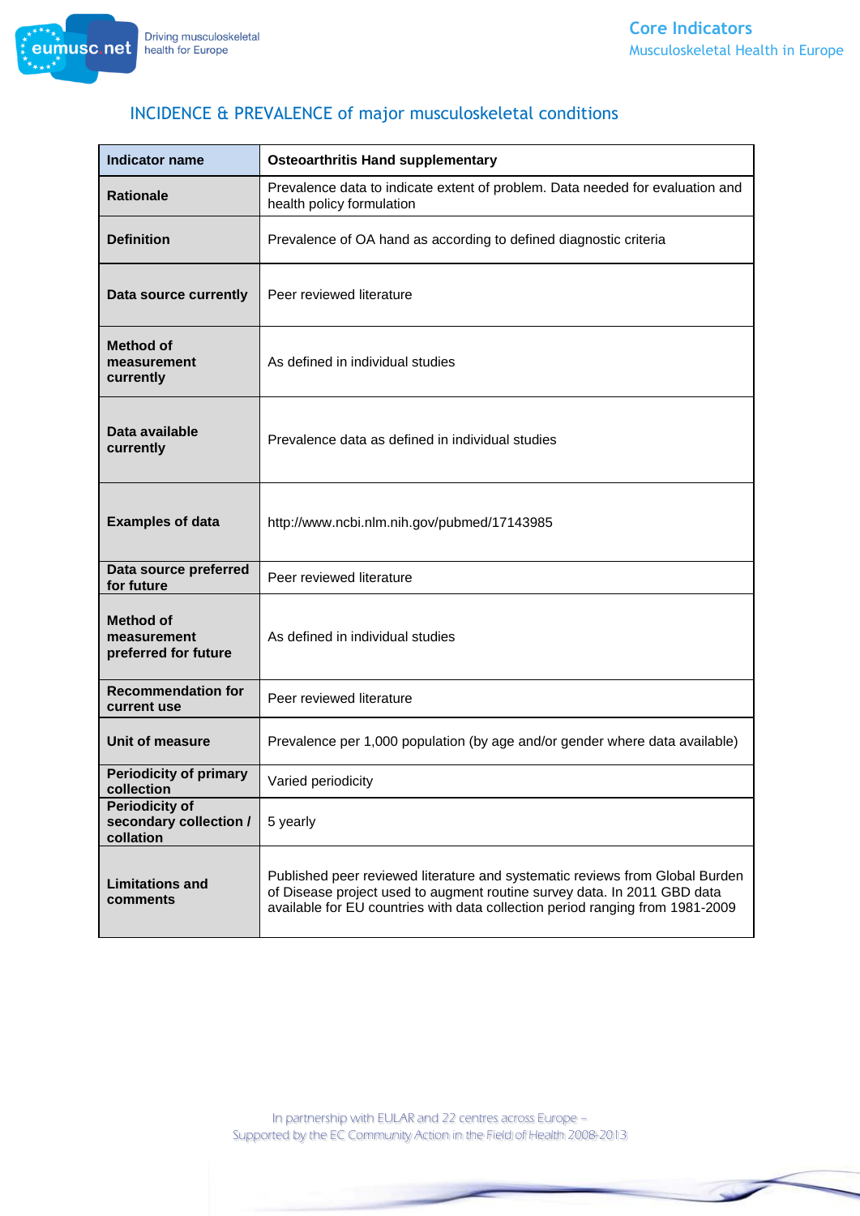## INCIDENCE & PREVALENCE of major musculoskeletal conditions

| Indicator name | Osteoarthritis Hand supplementary |
|---|---|
| Rationale | Prevalence data to indicate extent of problem. Data needed for evaluation and health policy formulation |
| Definition | Prevalence of OA hand as according to defined diagnostic criteria |
| Data source currently | Peer reviewed literature |
| Method of measurement currently | As defined in individual studies |
| Data available currently | Prevalence data as defined in individual studies |
| Examples of data | http://www.ncbi.nlm.nih.gov/pubmed/17143985 |
| Data source preferred for future | Peer reviewed literature |
| Method of measurement preferred for future | As defined in individual studies |
| Recommendation for current use | Peer reviewed literature |
| Unit of measure | Prevalence per 1,000 population (by age and/or gender where data available) |
| Periodicity of primary collection | Varied periodicity |
| Periodicity of secondary collection / collation | 5 yearly |
| Limitations and comments | Published peer reviewed literature and systematic reviews from Global Burden of Disease project used to augment routine survey data. In 2011 GBD data available for EU countries with data collection period ranging from 1981-2009 |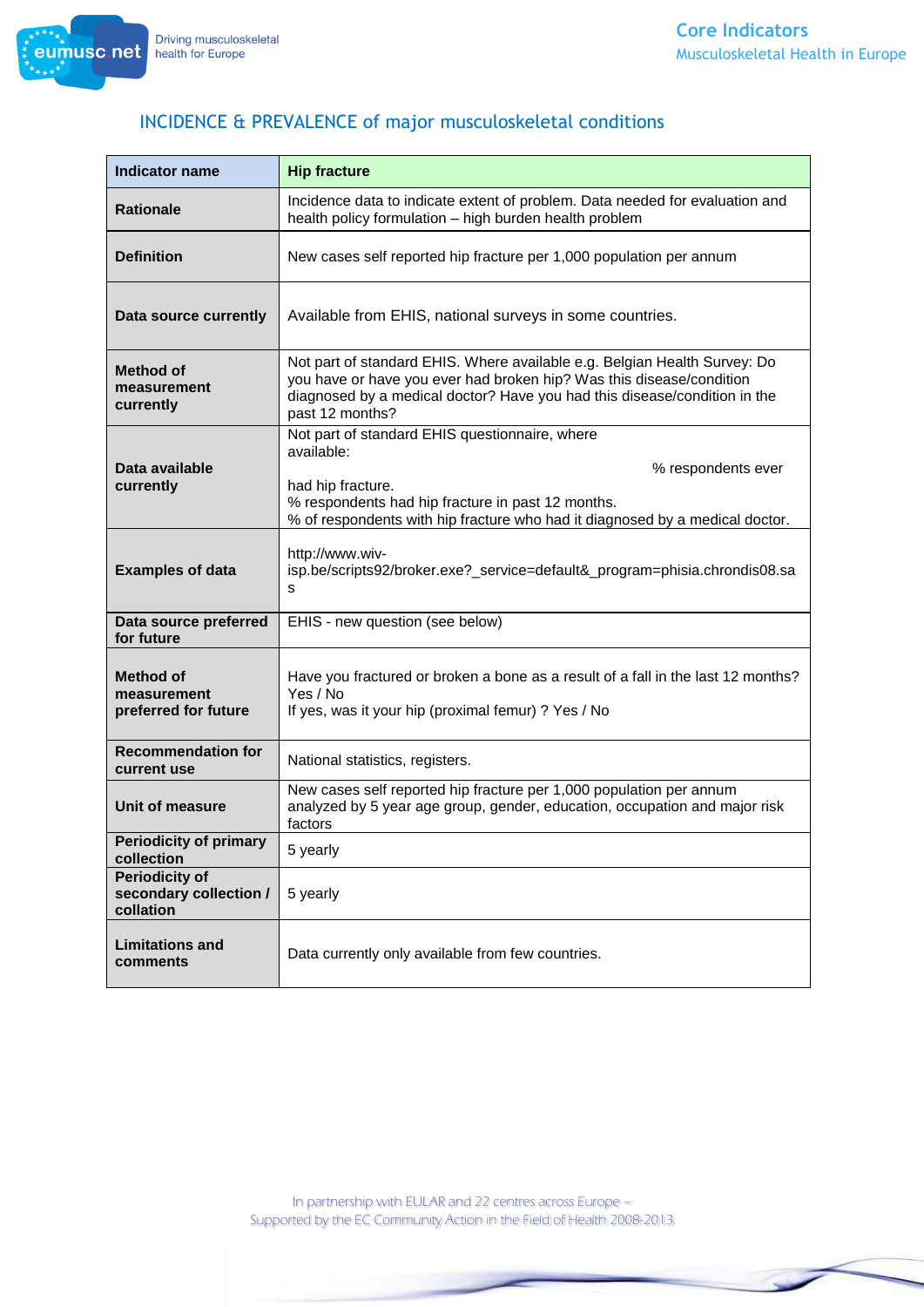## INCIDENCE & PREVALENCE of major musculoskeletal conditions

| Indicator name | Hip fracture |
|---|---|
| Rationale | Incidence data to indicate extent of problem. Data needed for evaluation and health policy formulation – high burden health problem |
| Definition | New cases self reported hip fracture per 1,000 population per annum |
| Data source currently | Available from EHIS, national surveys in some countries. |
| Method of measurement currently | Not part of standard EHIS. Where available e.g. Belgian Health Survey: Do you have or have you ever had broken hip? Was this disease/condition diagnosed by a medical doctor? Have you had this disease/condition in the past 12 months? |
| Data available currently | Not part of standard EHIS questionnaire, where available: % respondents ever had hip fracture. % respondents had hip fracture in past 12 months. % of respondents with hip fracture who had it diagnosed by a medical doctor. |
| Examples of data | http://www.wiv-isp.be/scripts92/broker.exe?_service=default&_program=phisia.chrondis08.sas |
| Data source preferred for future | EHIS - new question (see below) |
| Method of measurement preferred for future | Have you fractured or broken a bone as a result of a fall in the last 12 months? Yes / No<br>If yes, was it your hip (proximal femur) ? Yes / No |
| Recommendation for current use | National statistics, registers. |
| Unit of measure | New cases self reported hip fracture per 1,000 population per annum analyzed by 5 year age group, gender, education, occupation and major risk factors |
| Periodicity of primary collection | 5 yearly |
| Periodicity of secondary collection / collation | 5 yearly |
| Limitations and comments | Data currently only available from few countries. |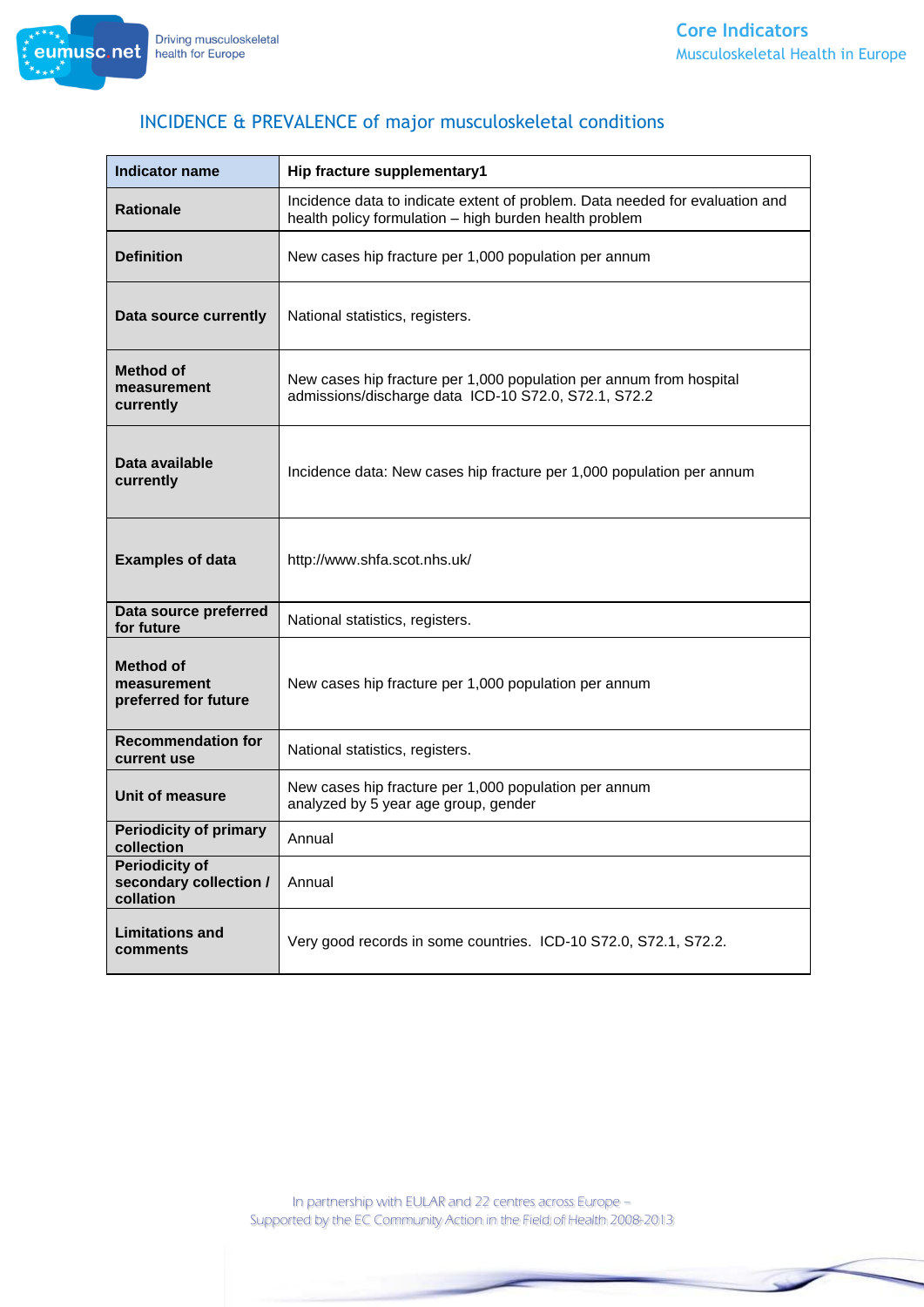## INCIDENCE & PREVALENCE of major musculoskeletal conditions

| Indicator name | Hip fracture supplementary1 |
|---|---|
| **Rationale** | Incidence data to indicate extent of problem. Data needed for evaluation and health policy formulation – high burden health problem |
| **Definition** | New cases hip fracture per 1,000 population per annum |
| **Data source currently** | National statistics, registers. |
| **Method of measurement currently** | New cases hip fracture per 1,000 population per annum from hospital admissions/discharge data ICD-10 S72.0, S72.1, S72.2 |
| **Data available currently** | Incidence data: New cases hip fracture per 1,000 population per annum |
| **Examples of data** | http://www.shfa.scot.nhs.uk/ |
| **Data source preferred for future** | National statistics, registers. |
| **Method of measurement preferred for future** | New cases hip fracture per 1,000 population per annum |
| **Recommendation for current use** | National statistics, registers. |
| **Unit of measure** | New cases hip fracture per 1,000 population per annum analyzed by 5 year age group, gender |
| **Periodicity of primary collection** | Annual |
| **Periodicity of secondary collection / collation** | Annual |
| **Limitations and comments** | Very good records in some countries. ICD-10 S72.0, S72.1, S72.2. |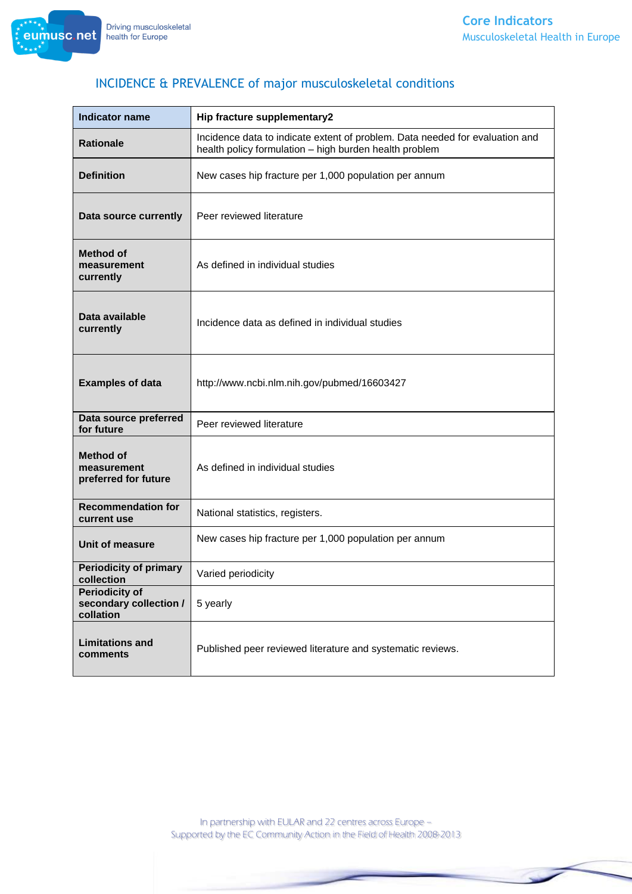## INCIDENCE & PREVALENCE of major musculoskeletal conditions

| Indicator name | Hip fracture supplementary2 |
|---|---|
| Rationale | Incidence data to indicate extent of problem. Data needed for evaluation and health policy formulation – high burden health problem |
| Definition | New cases hip fracture per 1,000 population per annum |
| Data source currently | Peer reviewed literature |
| Method of measurement currently | As defined in individual studies |
| Data available currently | Incidence data as defined in individual studies |
| Examples of data | http://www.ncbi.nlm.nih.gov/pubmed/16603427 |
| Data source preferred for future | Peer reviewed literature |
| Method of measurement preferred for future | As defined in individual studies |
| Recommendation for current use | National statistics, registers. |
| Unit of measure | New cases hip fracture per 1,000 population per annum |
| Periodicity of primary collection | Varied periodicity |
| Periodicity of secondary collection / collation | 5 yearly |
| Limitations and comments | Published peer reviewed literature and systematic reviews. |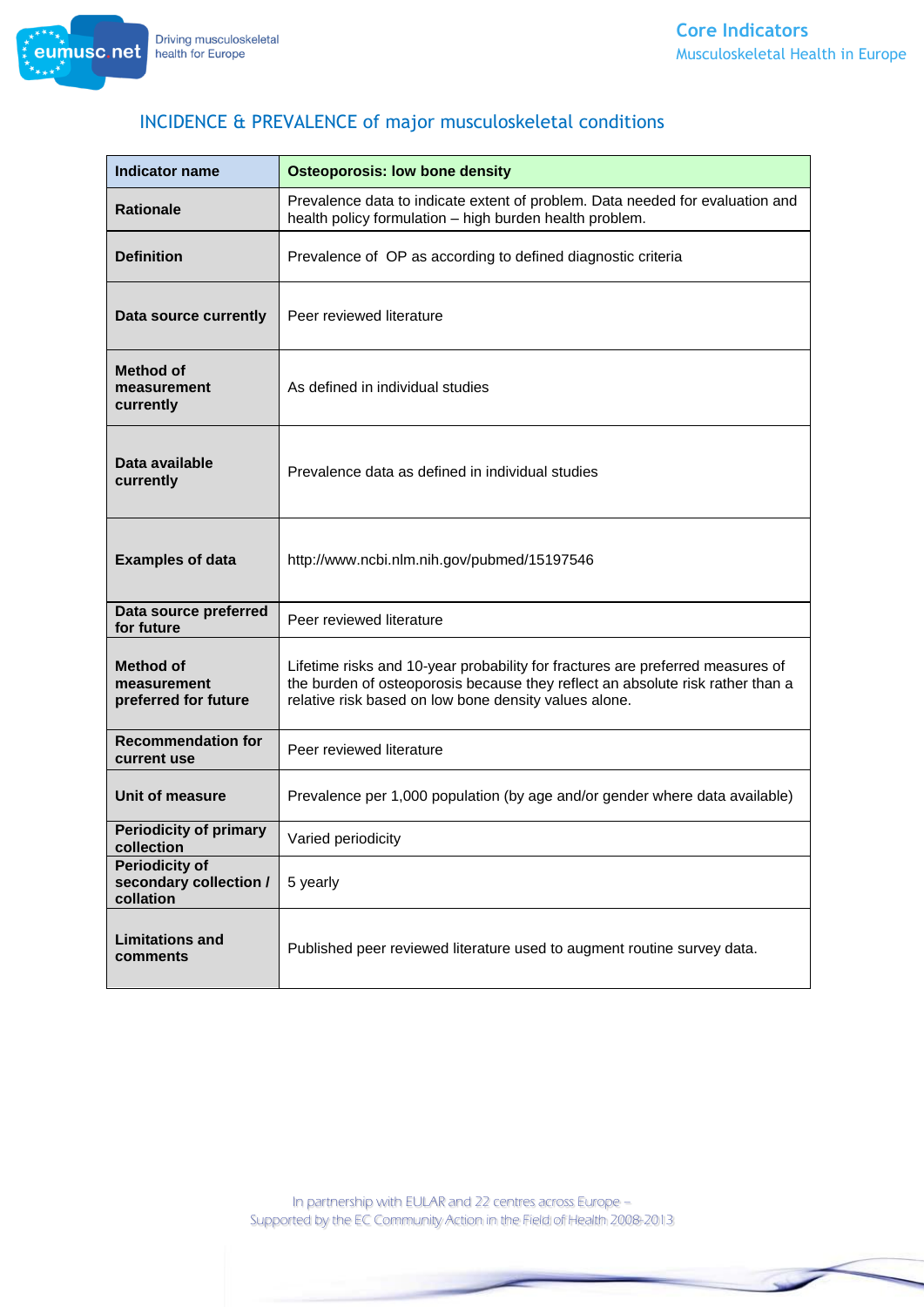## INCIDENCE & PREVALENCE of major musculoskeletal conditions

| Indicator name | Osteoporosis: low bone density |
|---|---|
| Rationale | Prevalence data to indicate extent of problem. Data needed for evaluation and health policy formulation – high burden health problem. |
| Definition | Prevalence of OP as according to defined diagnostic criteria |
| Data source currently | Peer reviewed literature |
| Method of measurement currently | As defined in individual studies |
| Data available currently | Prevalence data as defined in individual studies |
| Examples of data | http://www.ncbi.nlm.nih.gov/pubmed/15197546 |
| Data source preferred for future | Peer reviewed literature |
| Method of measurement preferred for future | Lifetime risks and 10-year probability for fractures are preferred measures of the burden of osteoporosis because they reflect an absolute risk rather than a relative risk based on low bone density values alone. |
| Recommendation for current use | Peer reviewed literature |
| Unit of measure | Prevalence per 1,000 population (by age and/or gender where data available) |
| Periodicity of primary collection | Varied periodicity |
| Periodicity of secondary collection / collation | 5 yearly |
| Limitations and comments | Published peer reviewed literature used to augment routine survey data. |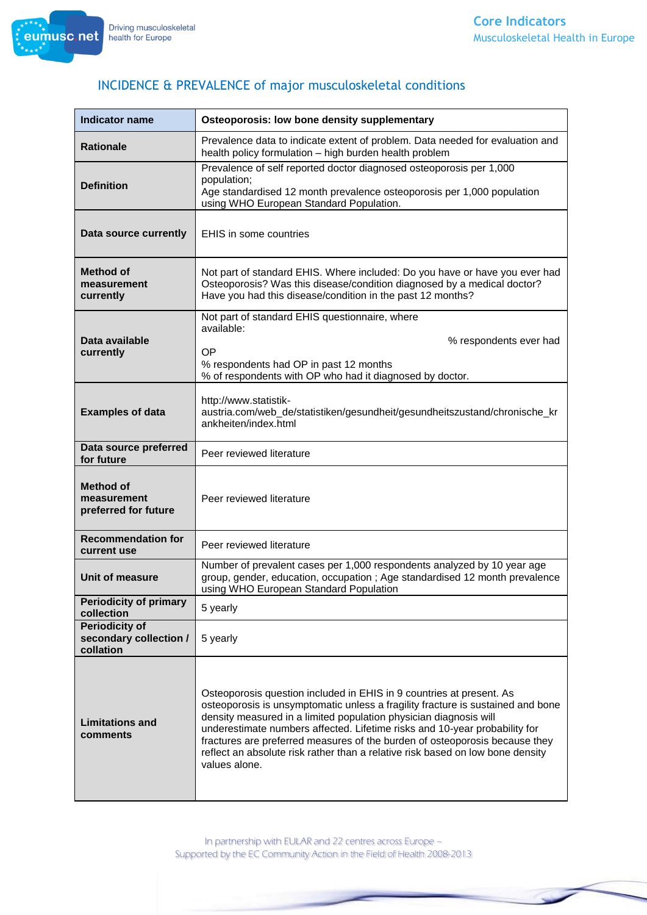## INCIDENCE & PREVALENCE of major musculoskeletal conditions

| Indicator name | Osteoporosis: low bone density supplementary |
|---|---|
| Rationale | Prevalence data to indicate extent of problem. Data needed for evaluation and health policy formulation – high burden health problem |
| Definition | Prevalence of self reported doctor diagnosed osteoporosis per 1,000 population;<br>Age standardised 12 month prevalence osteoporosis per 1,000 population using WHO European Standard Population. |
| Data source currently | EHIS in some countries |
| Method of measurement currently | Not part of standard EHIS. Where included: Do you have or have you ever had Osteoporosis? Was this disease/condition diagnosed by a medical doctor? Have you had this disease/condition in the past 12 months? |
| Data available currently | Not part of standard EHIS questionnaire, where available:<br>% respondents ever had OP<br>% respondents had OP in past 12 months<br>% of respondents with OP who had it diagnosed by doctor. |
| Examples of data | http://www.statistik-austria.com/web_de/statistiken/gesundheit/gesundheitszustand/chronische_krankheiten/index.html |
| Data source preferred for future | Peer reviewed literature |
| Method of measurement preferred for future | Peer reviewed literature |
| Recommendation for current use | Peer reviewed literature |
| Unit of measure | Number of prevalent cases per 1,000 respondents analyzed by 10 year age group, gender, education, occupation ; Age standardised 12 month prevalence using WHO European Standard Population |
| Periodicity of primary collection | 5 yearly |
| Periodicity of secondary collection / collation | 5 yearly |
| Limitations and comments | Osteoporosis question included in EHIS in 9 countries at present. As osteoporosis is unsymptomatic unless a fragility fracture is sustained and bone density measured in a limited population physician diagnosis will underestimate numbers affected. Lifetime risks and 10-year probability for fractures are preferred measures of the burden of osteoporosis because they reflect an absolute risk rather than a relative risk based on low bone density values alone. |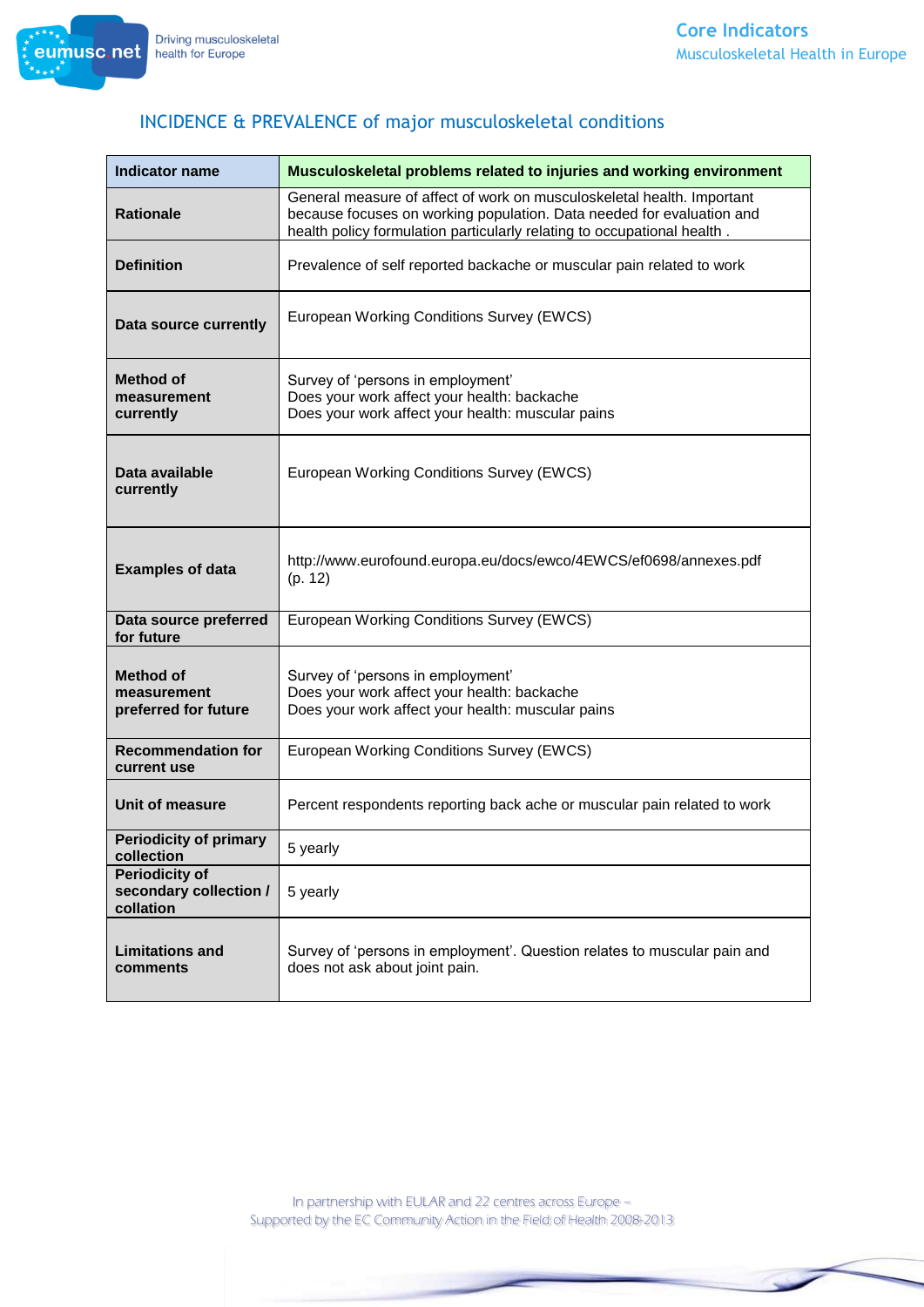## INCIDENCE & PREVALENCE of major musculoskeletal conditions

| Indicator name | Musculoskeletal problems related to injuries and working environment |
|---|---|
| Rationale | General measure of affect of work on musculoskeletal health. Important because focuses on working population. Data needed for evaluation and health policy formulation particularly relating to occupational health . |
| Definition | Prevalence of self reported backache or muscular pain related to work |
| Data source currently | European Working Conditions Survey (EWCS) |
| Method of measurement currently | Survey of 'persons in employment'<br>Does your work affect your health: backache<br>Does your work affect your health: muscular pains |
| Data available currently | European Working Conditions Survey (EWCS) |
| Examples of data | http://www.eurofound.europa.eu/docs/ewco/4EWCS/ef0698/annexes.pdf (p. 12) |
| Data source preferred for future | European Working Conditions Survey (EWCS) |
| Method of measurement preferred for future | Survey of 'persons in employment'<br>Does your work affect your health: backache<br>Does your work affect your health: muscular pains |
| Recommendation for current use | European Working Conditions Survey (EWCS) |
| Unit of measure | Percent respondents reporting back ache or muscular pain related to work |
| Periodicity of primary collection | 5 yearly |
| Periodicity of secondary collection / collation | 5 yearly |
| Limitations and comments | Survey of 'persons in employment'. Question relates to muscular pain and does not ask about joint pain. |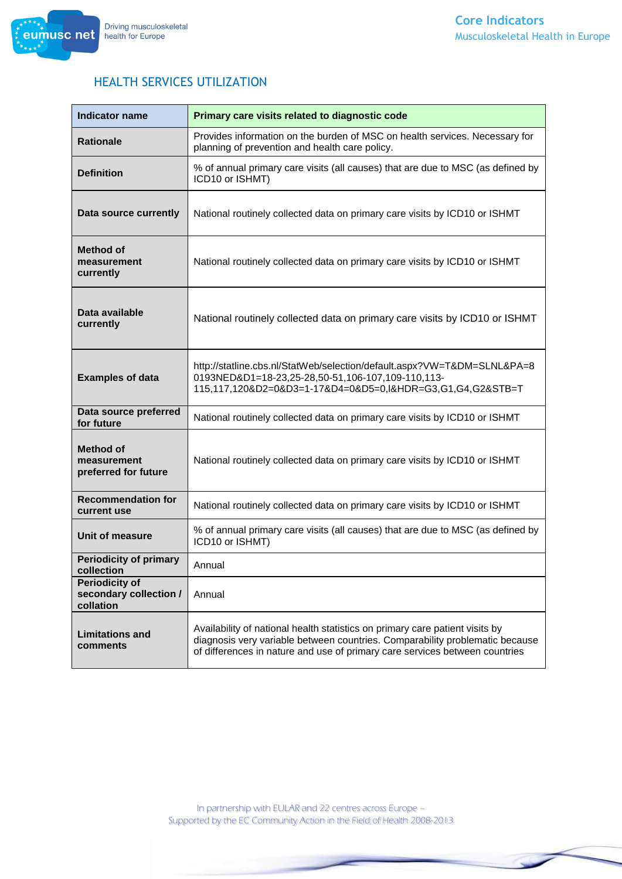## HEALTH SERVICES UTILIZATION

| Indicator name | Primary care visits related to diagnostic code |
|---|---|
| Rationale | Provides information on the burden of MSC on health services. Necessary for planning of prevention and health care policy. |
| Definition | % of annual primary care visits (all causes) that are due to MSC (as defined by ICD10 or ISHMT) |
| Data source currently | National routinely collected data on primary care visits by ICD10 or ISHMT |
| Method of measurement currently | National routinely collected data on primary care visits by ICD10 or ISHMT |
| Data available currently | National routinely collected data on primary care visits by ICD10 or ISHMT |
| Examples of data | http://statline.cbs.nl/StatWeb/selection/default.aspx?VW=T&DM=SLNL&PA=80193NED&D1=18-23,25-28,50-51,106-107,109-110,113-115,117,120&D2=0&D3=1-17&D4=0&D5=0,l&HDR=G3,G1,G4,G2&STB=T |
| Data source preferred for future | National routinely collected data on primary care visits by ICD10 or ISHMT |
| Method of measurement preferred for future | National routinely collected data on primary care visits by ICD10 or ISHMT |
| Recommendation for current use | National routinely collected data on primary care visits by ICD10 or ISHMT |
| Unit of measure | % of annual primary care visits (all causes) that are due to MSC (as defined by ICD10 or ISHMT) |
| Periodicity of primary collection | Annual |
| Periodicity of secondary collection / collation | Annual |
| Limitations and comments | Availability of national health statistics on primary care patient visits by diagnosis very variable between countries. Comparability problematic because of differences in nature and use of primary care services between countries |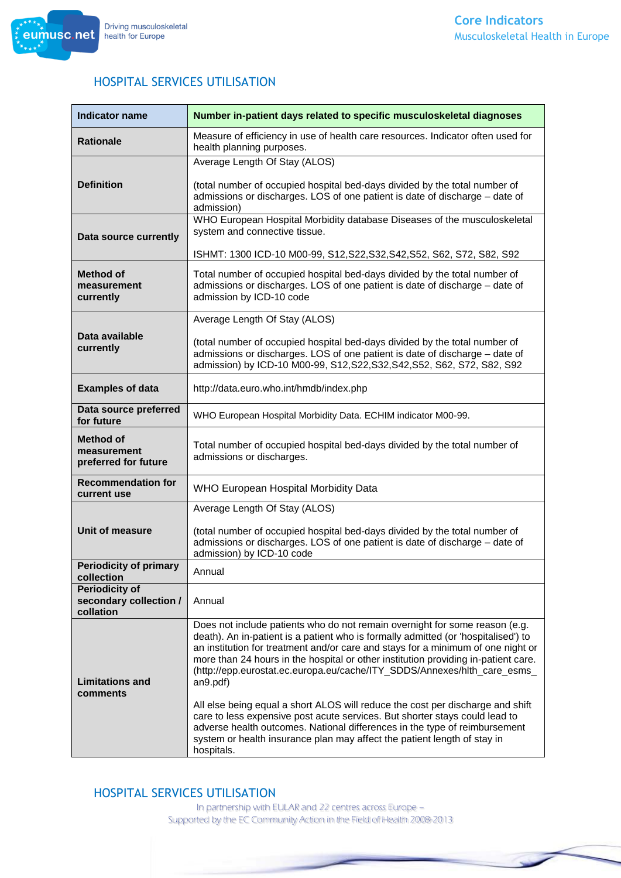## HOSPITAL SERVICES UTILISATION

| Indicator name | Number in-patient days related to specific musculoskeletal diagnoses |
|---|---|
| Rationale | Measure of efficiency in use of health care resources. Indicator often used for health planning purposes. |
| Definition | Average Length Of Stay (ALOS)<br><br>(total number of occupied hospital bed-days divided by the total number of admissions or discharges. LOS of one patient is date of discharge – date of admission) |
| Data source currently | WHO European Hospital Morbidity database Diseases of the musculoskeletal system and connective tissue.<br><br>ISHMT: 1300 ICD-10 M00-99, S12,S22,S32,S42,S52, S62, S72, S82, S92 |
| Method of measurement currently | Total number of occupied hospital bed-days divided by the total number of admissions or discharges. LOS of one patient is date of discharge – date of admission by ICD-10 code |
| Data available currently | Average Length Of Stay (ALOS)<br><br>(total number of occupied hospital bed-days divided by the total number of admissions or discharges. LOS of one patient is date of discharge – date of admission) by ICD-10 M00-99, S12,S22,S32,S42,S52, S62, S72, S82, S92 |
| Examples of data | http://data.euro.who.int/hmdb/index.php |
| Data source preferred for future | WHO European Hospital Morbidity Data. ECHIM indicator M00-99. |
| Method of measurement preferred for future | Total number of occupied hospital bed-days divided by the total number of admissions or discharges. |
| Recommendation for current use | WHO European Hospital Morbidity Data |
| Unit of measure | Average Length Of Stay (ALOS)<br><br>(total number of occupied hospital bed-days divided by the total number of admissions or discharges. LOS of one patient is date of discharge – date of admission) by ICD-10 code |
| Periodicity of primary collection | Annual |
| Periodicity of secondary collection / collation | Annual |
| Limitations and comments | Does not include patients who do not remain overnight for some reason (e.g. death). An in-patient is a patient who is formally admitted (or 'hospitalised') to an institution for treatment and/or care and stays for a minimum of one night or more than 24 hours in the hospital or other institution providing in-patient care. (http://epp.eurostat.ec.europa.eu/cache/ITY_SDDS/Annexes/hlth_care_esms_an9.pdf)<br><br>All else being equal a short ALOS will reduce the cost per discharge and shift care to less expensive post acute services. But shorter stays could lead to adverse health outcomes. National differences in the type of reimbursement system or health insurance plan may affect the patient length of stay in hospitals. |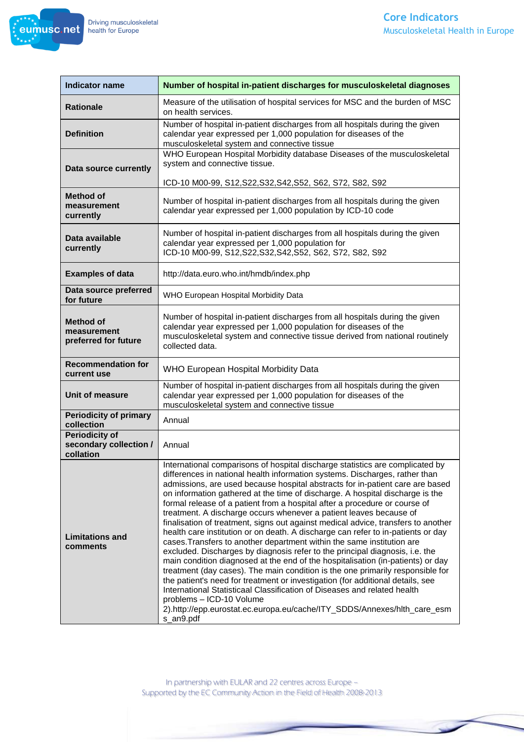| Indicator name | Number of hospital in-patient discharges for musculoskeletal diagnoses |
|---|---|
| Rationale | Measure of the utilisation of hospital services for MSC and the burden of MSC on health services. |
| Definition | Number of hospital in-patient discharges from all hospitals during the given calendar year expressed per 1,000 population for diseases of the musculoskeletal system and connective tissue |
| Data source currently | WHO European Hospital Morbidity database Diseases of the musculoskeletal system and connective tissue.<br><br>ICD-10 M00-99, S12,S22,S32,S42,S52, S62, S72, S82, S92 |
| Method of measurement currently | Number of hospital in-patient discharges from all hospitals during the given calendar year expressed per 1,000 population by ICD-10 code |
| Data available currently | Number of hospital in-patient discharges from all hospitals during the given calendar year expressed per 1,000 population for<br>ICD-10 M00-99, S12,S22,S32,S42,S52, S62, S72, S82, S92 |
| Examples of data | http://data.euro.who.int/hmdb/index.php |
| Data source preferred for future | WHO European Hospital Morbidity Data |
| Method of measurement preferred for future | Number of hospital in-patient discharges from all hospitals during the given calendar year expressed per 1,000 population for diseases of the musculoskeletal system and connective tissue derived from national routinely collected data. |
| Recommendation for current use | WHO European Hospital Morbidity Data |
| Unit of measure | Number of hospital in-patient discharges from all hospitals during the given calendar year expressed per 1,000 population for diseases of the musculoskeletal system and connective tissue |
| Periodicity of primary collection | Annual |
| Periodicity of secondary collection / collation | Annual |
| Limitations and comments | International comparisons of hospital discharge statistics are complicated by differences in national health information systems. Discharges, rather than admissions, are used because hospital abstracts for in-patient care are based on information gathered at the time of discharge. A hospital discharge is the formal release of a patient from a hospital after a procedure or course of treatment. A discharge occurs whenever a patient leaves because of finalisation of treatment, signs out against medical advice, transfers to another health care institution or on death. A discharge can refer to in-patients or day cases.Transfers to another department within the same institution are excluded. Discharges by diagnosis refer to the principal diagnosis, i.e. the main condition diagnosed at the end of the hospitalisation (in-patients) or day treatment (day cases). The main condition is the one primarily responsible for the patient's need for treatment or investigation (for additional details, see International Statisticaal Classification of Diseases and related health problems – ICD-10 Volume 2).http://epp.eurostat.ec.europa.eu/cache/ITY_SDDS/Annexes/hlth_care_esms_an9.pdf |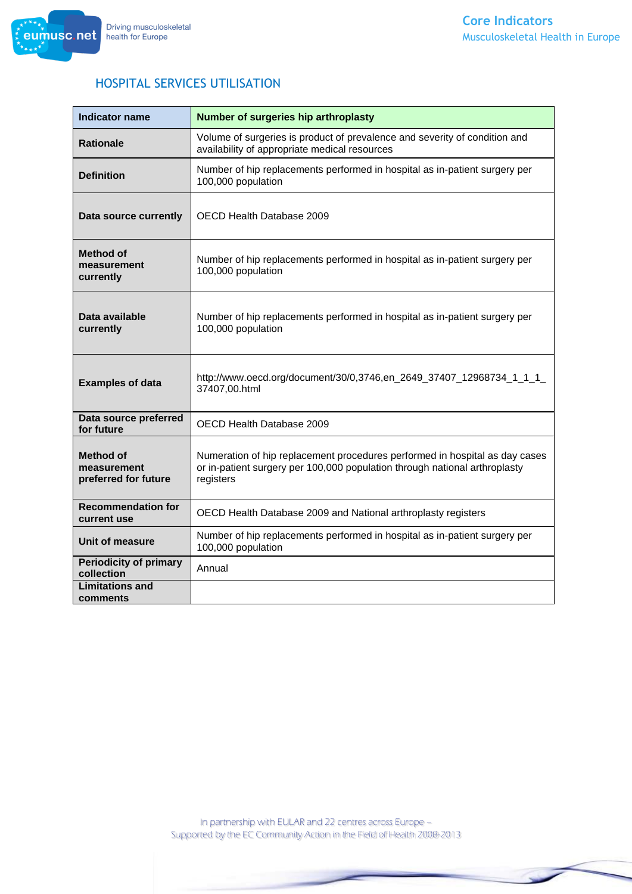## HOSPITAL SERVICES UTILISATION

| Indicator name | Number of surgeries hip arthroplasty |
|---|---|
| Rationale | Volume of surgeries is product of prevalence and severity of condition and availability of appropriate medical resources |
| Definition | Number of hip replacements performed in hospital as in-patient surgery per 100,000 population |
| Data source currently | OECD Health Database 2009 |
| Method of measurement currently | Number of hip replacements performed in hospital as in-patient surgery per 100,000 population |
| Data available currently | Number of hip replacements performed in hospital as in-patient surgery per 100,000 population |
| Examples of data | http://www.oecd.org/document/30/0,3746,en_2649_37407_12968734_1_1_1_37407,00.html |
| Data source preferred for future | OECD Health Database 2009 |
| Method of measurement preferred for future | Numeration of hip replacement procedures performed in hospital as day cases or in-patient surgery per 100,000 population through national arthroplasty registers |
| Recommendation for current use | OECD Health Database 2009 and National arthroplasty registers |
| Unit of measure | Number of hip replacements performed in hospital as in-patient surgery per 100,000 population |
| Periodicity of primary collection | Annual |
| Limitations and comments | |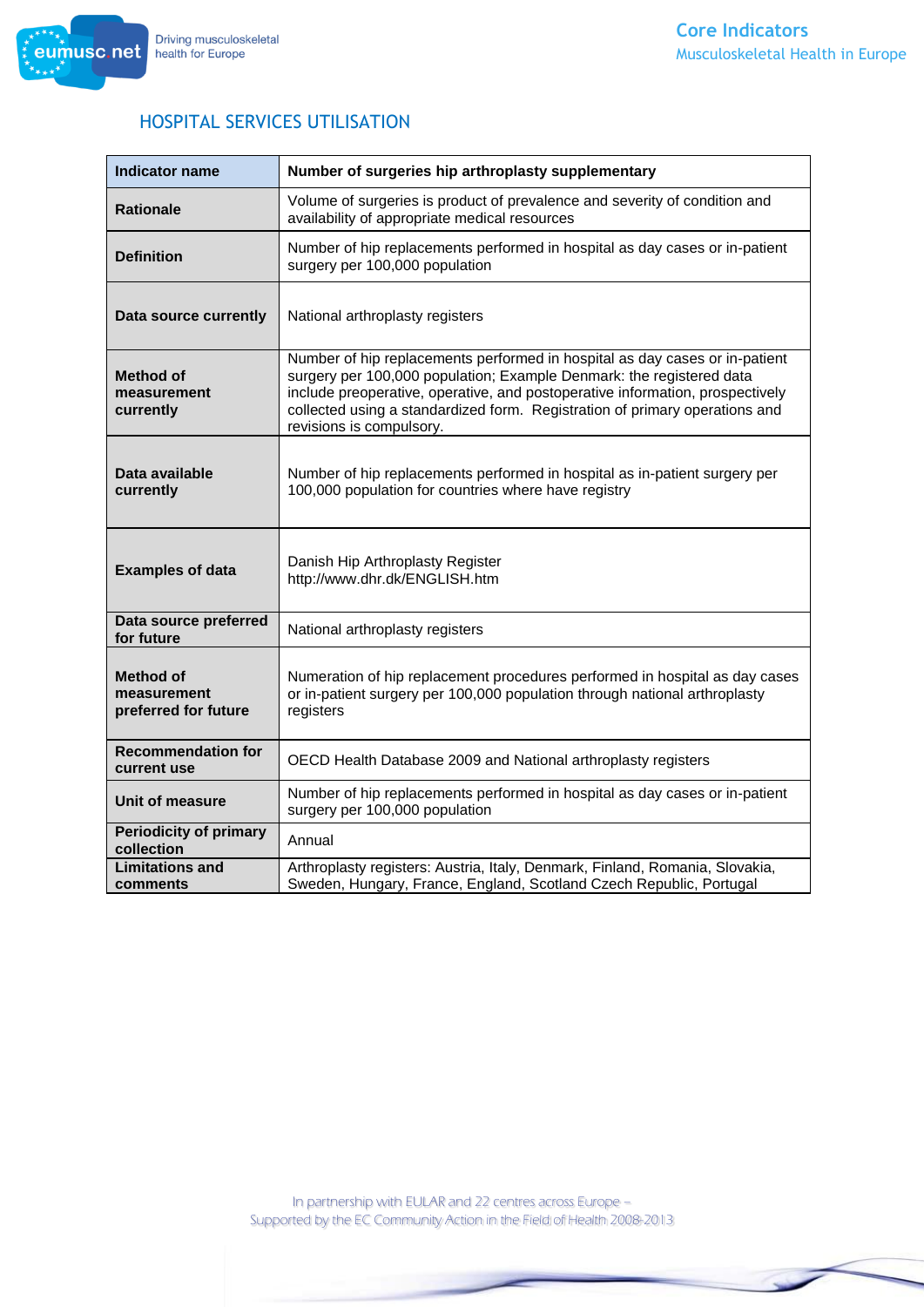## HOSPITAL SERVICES UTILISATION

| Indicator name | Number of surgeries hip arthroplasty supplementary |
|---|---|
| **Rationale** | Volume of surgeries is product of prevalence and severity of condition and availability of appropriate medical resources |
| **Definition** | Number of hip replacements performed in hospital as day cases or in-patient surgery per 100,000 population |
| **Data source currently** | National arthroplasty registers |
| **Method of measurement currently** | Number of hip replacements performed in hospital as day cases or in-patient surgery per 100,000 population; Example Denmark: the registered data include preoperative, operative, and postoperative information, prospectively collected using a standardized form. Registration of primary operations and revisions is compulsory. |
| **Data available currently** | Number of hip replacements performed in hospital as in-patient surgery per 100,000 population for countries where have registry |
| **Examples of data** | Danish Hip Arthroplasty Register http://www.dhr.dk/ENGLISH.htm |
| **Data source preferred for future** | National arthroplasty registers |
| **Method of measurement preferred for future** | Numeration of hip replacement procedures performed in hospital as day cases or in-patient surgery per 100,000 population through national arthroplasty registers |
| **Recommendation for current use** | OECD Health Database 2009 and National arthroplasty registers |
| **Unit of measure** | Number of hip replacements performed in hospital as day cases or in-patient surgery per 100,000 population |
| **Periodicity of primary collection** | Annual |
| **Limitations and comments** | Arthroplasty registers: Austria, Italy, Denmark, Finland, Romania, Slovakia, Sweden, Hungary, France, England, Scotland Czech Republic, Portugal |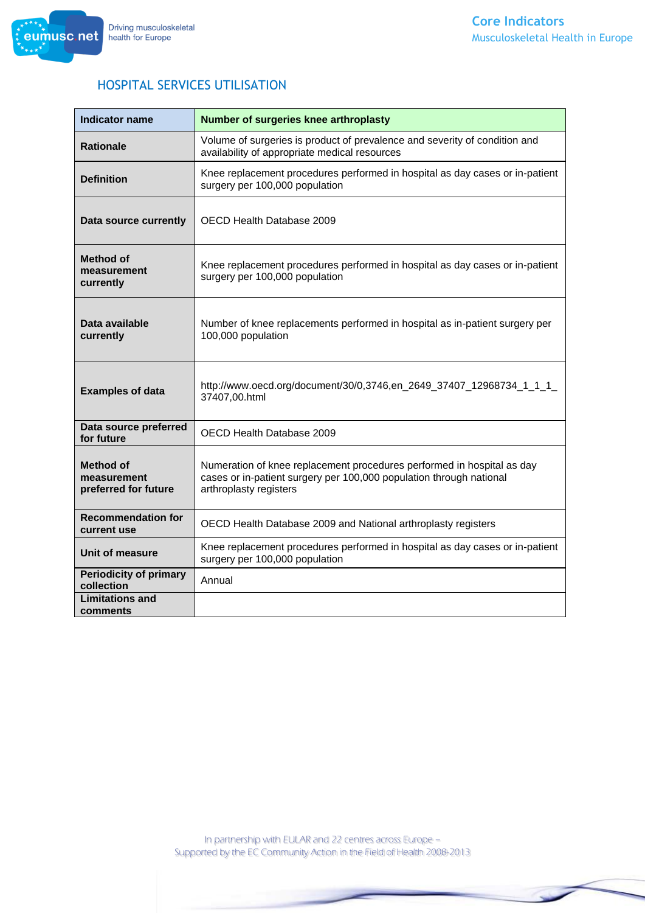## HOSPITAL SERVICES UTILISATION

| Indicator name | Number of surgeries knee arthroplasty |
|---|---|
| Rationale | Volume of surgeries is product of prevalence and severity of condition and availability of appropriate medical resources |
| Definition | Knee replacement procedures performed in hospital as day cases or in-patient surgery per 100,000 population |
| Data source currently | OECD Health Database 2009 |
| Method of measurement currently | Knee replacement procedures performed in hospital as day cases or in-patient surgery per 100,000 population |
| Data available currently | Number of knee replacements performed in hospital as in-patient surgery per 100,000 population |
| Examples of data | http://www.oecd.org/document/30/0,3746,en_2649_37407_12968734_1_1_1_37407,00.html |
| Data source preferred for future | OECD Health Database 2009 |
| Method of measurement preferred for future | Numeration of knee replacement procedures performed in hospital as day cases or in-patient surgery per 100,000 population through national arthroplasty registers |
| Recommendation for current use | OECD Health Database 2009 and National arthroplasty registers |
| Unit of measure | Knee replacement procedures performed in hospital as day cases or in-patient surgery per 100,000 population |
| Periodicity of primary collection | Annual |
| Limitations and comments | |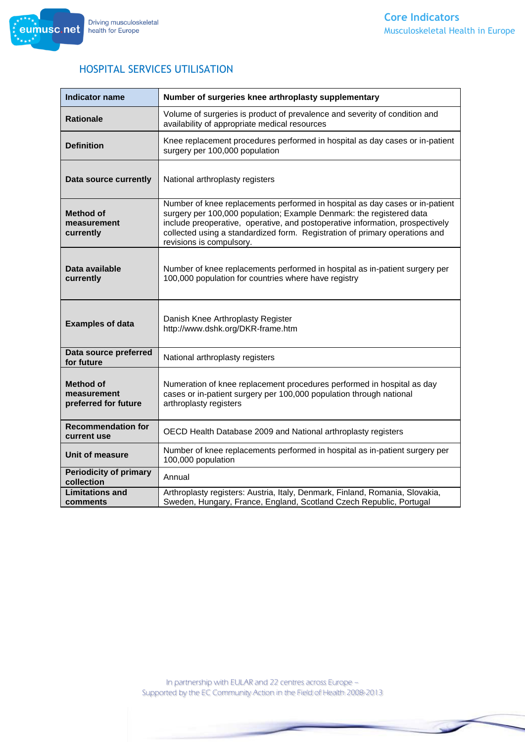## HOSPITAL SERVICES UTILISATION

| Indicator name | Number of surgeries knee arthroplasty supplementary |
|---|---|
| **Rationale** | Volume of surgeries is product of prevalence and severity of condition and availability of appropriate medical resources |
| **Definition** | Knee replacement procedures performed in hospital as day cases or in-patient surgery per 100,000 population |
| **Data source currently** | National arthroplasty registers |
| **Method of measurement currently** | Number of knee replacements performed in hospital as day cases or in-patient surgery per 100,000 population; Example Denmark: the registered data include preoperative, operative, and postoperative information, prospectively collected using a standardized form. Registration of primary operations and revisions is compulsory. |
| **Data available currently** | Number of knee replacements performed in hospital as in-patient surgery per 100,000 population for countries where have registry |
| **Examples of data** | Danish Knee Arthroplasty Register http://www.dshk.org/DKR-frame.htm |
| **Data source preferred for future** | National arthroplasty registers |
| **Method of measurement preferred for future** | Numeration of knee replacement procedures performed in hospital as day cases or in-patient surgery per 100,000 population through national arthroplasty registers |
| **Recommendation for current use** | OECD Health Database 2009 and National arthroplasty registers |
| **Unit of measure** | Number of knee replacements performed in hospital as in-patient surgery per 100,000 population |
| **Periodicity of primary collection** | Annual |
| **Limitations and comments** | Arthroplasty registers: Austria, Italy, Denmark, Finland, Romania, Slovakia, Sweden, Hungary, France, England, Scotland Czech Republic, Portugal |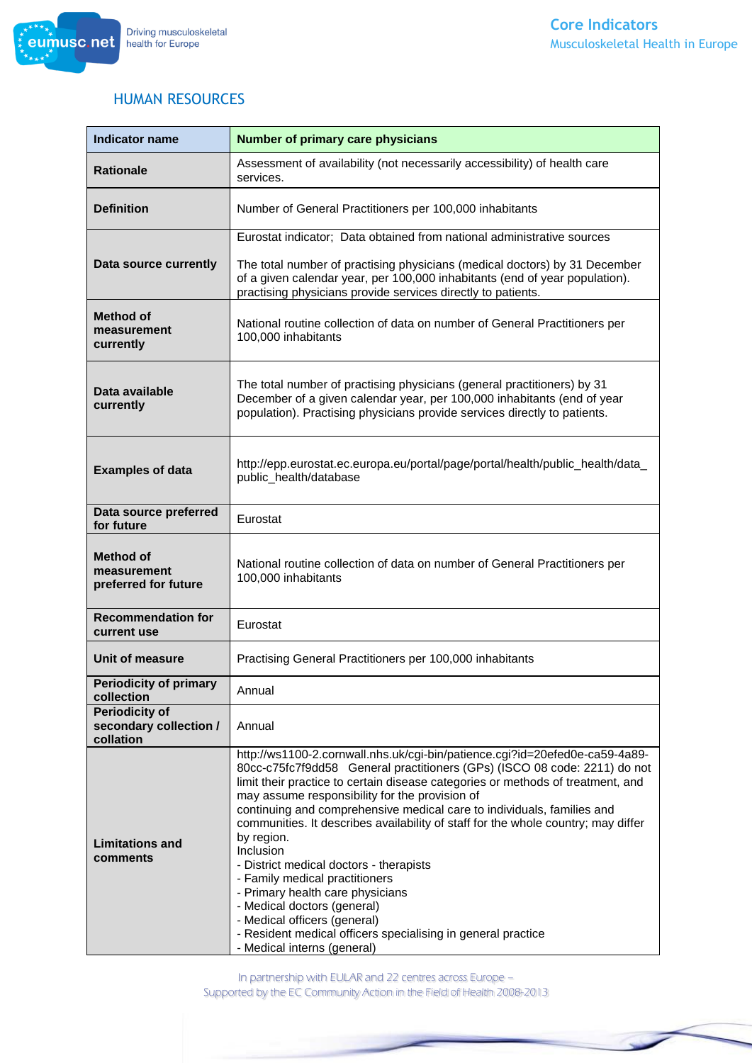## HUMAN RESOURCES

| Indicator name | Number of primary care physicians |
|---|---|
| Rationale | Assessment of availability (not necessarily accessibility) of health care services. |
| Definition | Number of General Practitioners per 100,000 inhabitants |
| Data source currently | Eurostat indicator; Data obtained from national administrative sources<br><br>The total number of practising physicians (medical doctors) by 31 December of a given calendar year, per 100,000 inhabitants (end of year population). practising physicians provide services directly to patients. |
| Method of measurement currently | National routine collection of data on number of General Practitioners per 100,000 inhabitants |
| Data available currently | The total number of practising physicians (general practitioners) by 31 December of a given calendar year, per 100,000 inhabitants (end of year population). Practising physicians provide services directly to patients. |
| Examples of data | http://epp.eurostat.ec.europa.eu/portal/page/portal/health/public_health/data_public_health/database |
| Data source preferred for future | Eurostat |
| Method of measurement preferred for future | National routine collection of data on number of General Practitioners per 100,000 inhabitants |
| Recommendation for current use | Eurostat |
| Unit of measure | Practising General Practitioners per 100,000 inhabitants |
| Periodicity of primary collection | Annual |
| Periodicity of secondary collection / collation | Annual |
| Limitations and comments | http://ws1100-2.cornwall.nhs.uk/cgi-bin/patience.cgi?id=20efed0e-ca59-4a89-80cc-c75fc7f9dd58 General practitioners (GPs) (ISCO 08 code: 2211) do not limit their practice to certain disease categories or methods of treatment, and may assume responsibility for the provision of continuing and comprehensive medical care to individuals, families and communities. It describes availability of staff for the whole country; may differ by region.<br>Inclusion<br>- District medical doctors - therapists<br>- Family medical practitioners<br>- Primary health care physicians<br>- Medical doctors (general)<br>- Medical officers (general)<br>- Resident medical officers specialising in general practice<br>- Medical interns (general) |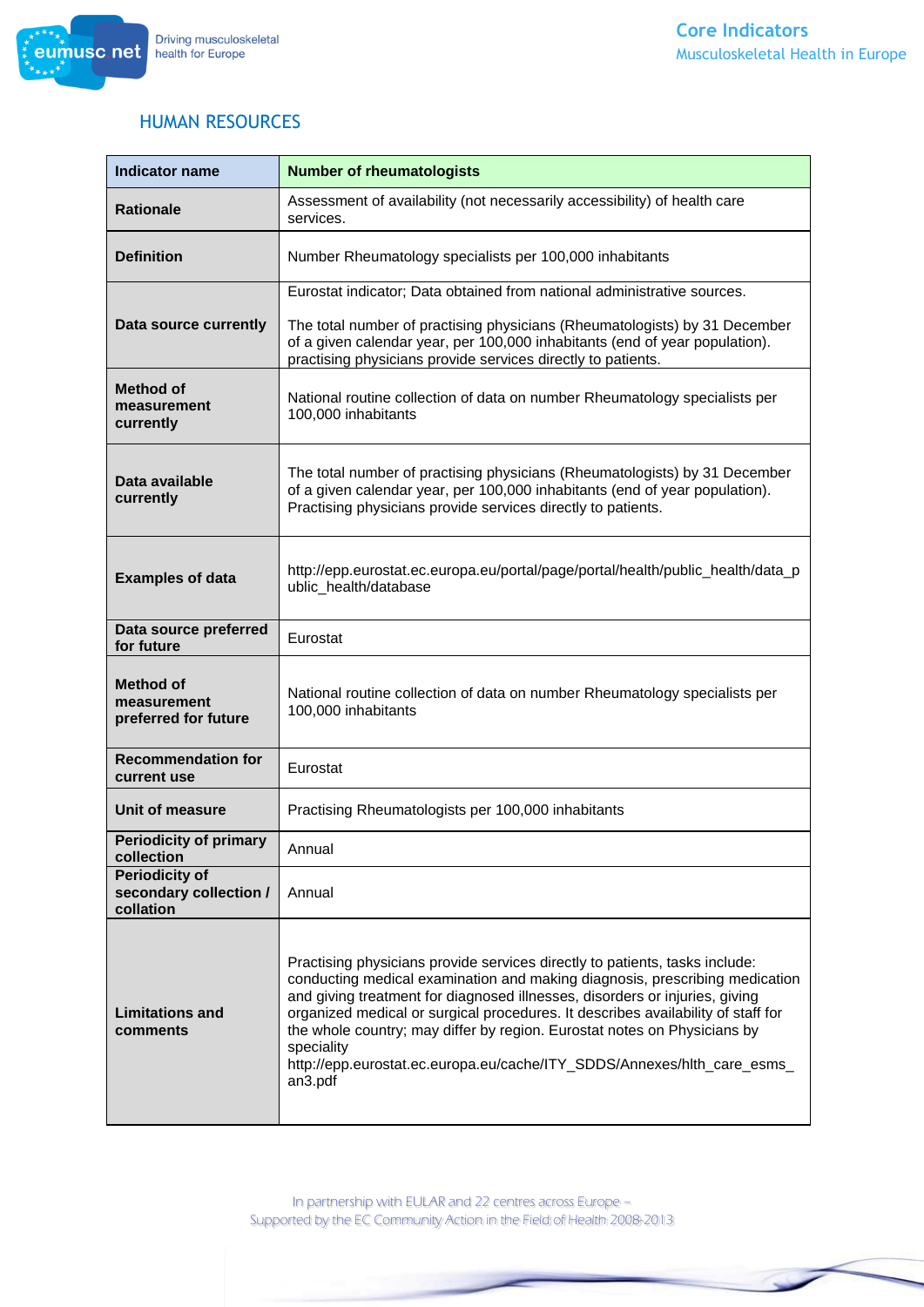## HUMAN RESOURCES

| Indicator name | Number of rheumatologists |
|---|---|
| Rationale | Assessment of availability (not necessarily accessibility) of health care services. |
| Definition | Number Rheumatology specialists per 100,000 inhabitants |
| Data source currently | Eurostat indicator; Data obtained from national administrative sources.<br><br>The total number of practising physicians (Rheumatologists) by 31 December of a given calendar year, per 100,000 inhabitants (end of year population). practising physicians provide services directly to patients. |
| Method of measurement currently | National routine collection of data on number Rheumatology specialists per 100,000 inhabitants |
| Data available currently | The total number of practising physicians (Rheumatologists) by 31 December of a given calendar year, per 100,000 inhabitants (end of year population). Practising physicians provide services directly to patients. |
| Examples of data | http://epp.eurostat.ec.europa.eu/portal/page/portal/health/public_health/data_public_health/database |
| Data source preferred for future | Eurostat |
| Method of measurement preferred for future | National routine collection of data on number Rheumatology specialists per 100,000 inhabitants |
| Recommendation for current use | Eurostat |
| Unit of measure | Practising Rheumatologists per 100,000 inhabitants |
| Periodicity of primary collection | Annual |
| Periodicity of secondary collection / collation | Annual |
| Limitations and comments | Practising physicians provide services directly to patients, tasks include: conducting medical examination and making diagnosis, prescribing medication and giving treatment for diagnosed illnesses, disorders or injuries, giving organized medical or surgical procedures. It describes availability of staff for the whole country; may differ by region. Eurostat notes on Physicians by speciality<br>http://epp.eurostat.ec.europa.eu/cache/ITY_SDDS/Annexes/hlth_care_esms_an3.pdf |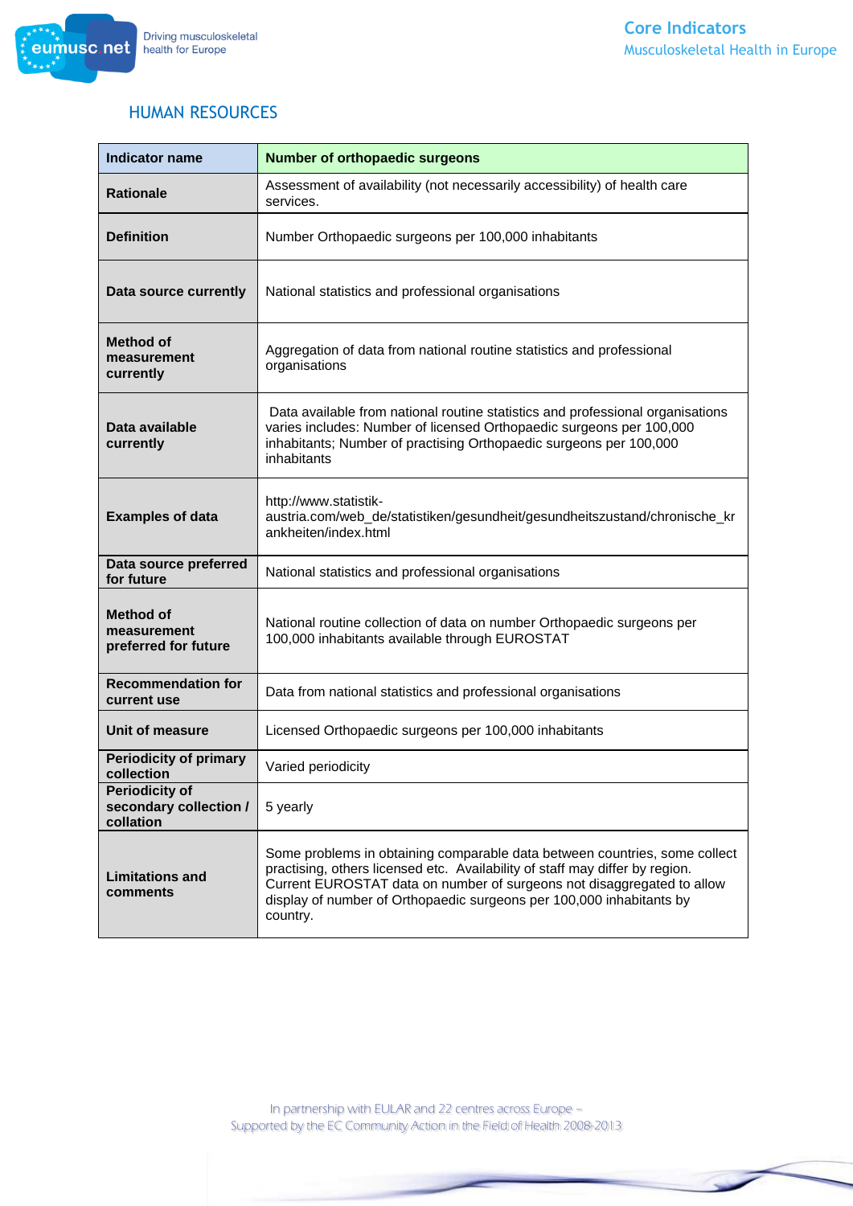## HUMAN RESOURCES

| Indicator name | Number of orthopaedic surgeons |
|---|---|
| Rationale | Assessment of availability (not necessarily accessibility) of health care services. |
| Definition | Number Orthopaedic surgeons per 100,000 inhabitants |
| Data source currently | National statistics and professional organisations |
| Method of measurement currently | Aggregation of data from national routine statistics and professional organisations |
| Data available currently | Data available from national routine statistics and professional organisations varies includes: Number of licensed Orthopaedic surgeons per 100,000 inhabitants; Number of practising Orthopaedic surgeons per 100,000 inhabitants |
| Examples of data | http://www.statistik-austria.com/web_de/statistiken/gesundheit/gesundheitszustand/chronische_krankheiten/index.html |
| Data source preferred for future | National statistics and professional organisations |
| Method of measurement preferred for future | National routine collection of data on number Orthopaedic surgeons per 100,000 inhabitants available through EUROSTAT |
| Recommendation for current use | Data from national statistics and professional organisations |
| Unit of measure | Licensed Orthopaedic surgeons per 100,000 inhabitants |
| Periodicity of primary collection | Varied periodicity |
| Periodicity of secondary collection / collation | 5 yearly |
| Limitations and comments | Some problems in obtaining comparable data between countries, some collect practising, others licensed etc. Availability of staff may differ by region. Current EUROSTAT data on number of surgeons not disaggregated to allow display of number of Orthopaedic surgeons per 100,000 inhabitants by country. |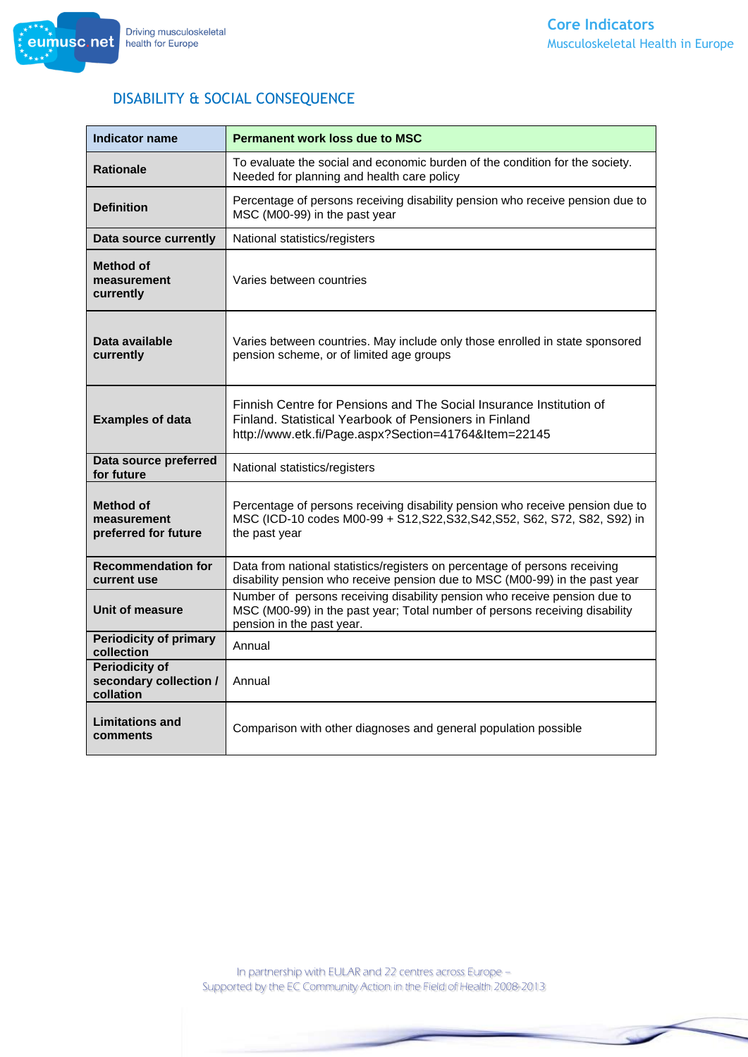## DISABILITY & SOCIAL CONSEQUENCE

| Indicator name | Permanent work loss due to MSC |
|---|---|
| Rationale | To evaluate the social and economic burden of the condition for the society. Needed for planning and health care policy |
| Definition | Percentage of persons receiving disability pension who receive pension due to MSC (M00-99) in the past year |
| Data source currently | National statistics/registers |
| Method of measurement currently | Varies between countries |
| Data available currently | Varies between countries. May include only those enrolled in state sponsored pension scheme, or of limited age groups |
| Examples of data | Finnish Centre for Pensions and The Social Insurance Institution of Finland. Statistical Yearbook of Pensioners in Finland http://www.etk.fi/Page.aspx?Section=41764&Item=22145 |
| Data source preferred for future | National statistics/registers |
| Method of measurement preferred for future | Percentage of persons receiving disability pension who receive pension due to MSC (ICD-10 codes M00-99 + S12,S22,S32,S42,S52, S62, S72, S82, S92) in the past year |
| Recommendation for current use | Data from national statistics/registers on percentage of persons receiving disability pension who receive pension due to MSC (M00-99) in the past year |
| Unit of measure | Number of persons receiving disability pension who receive pension due to MSC (M00-99) in the past year; Total number of persons receiving disability pension in the past year. |
| Periodicity of primary collection | Annual |
| Periodicity of secondary collection / collation | Annual |
| Limitations and comments | Comparison with other diagnoses and general population possible |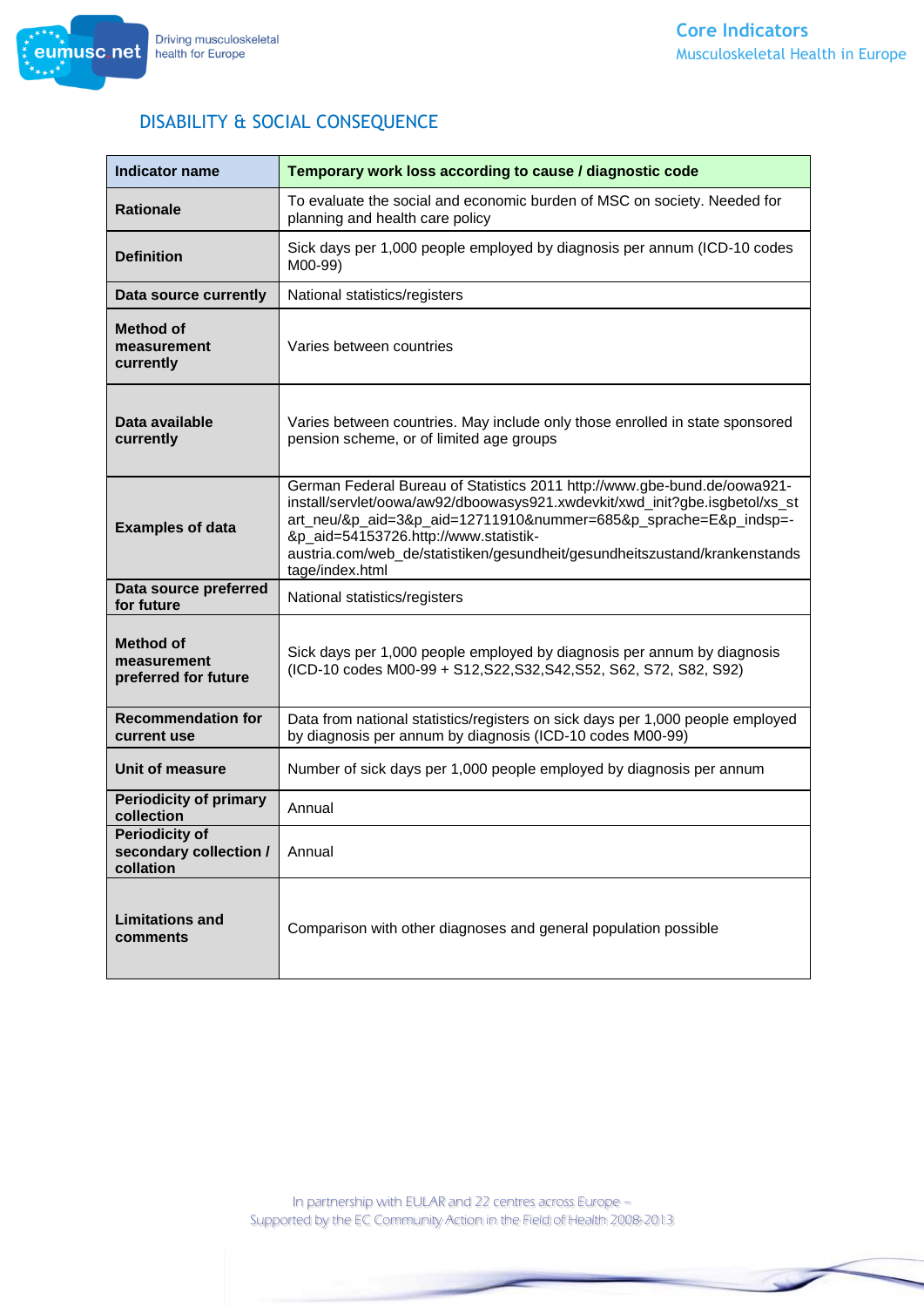## DISABILITY & SOCIAL CONSEQUENCE

| Indicator name | Temporary work loss according to cause / diagnostic code |
|---|---|
| Rationale | To evaluate the social and economic burden of MSC on society. Needed for planning and health care policy |
| Definition | Sick days per 1,000 people employed by diagnosis per annum (ICD-10 codes M00-99) |
| Data source currently | National statistics/registers |
| Method of measurement currently | Varies between countries |
| Data available currently | Varies between countries. May include only those enrolled in state sponsored pension scheme, or of limited age groups |
| Examples of data | German Federal Bureau of Statistics 2011 http://www.gbe-bund.de/oowa921-install/servlet/oowa/aw92/dboowasys921.xwdevkit/xwd_init?gbe.isgbetol/xs_start_neu/&p_aid=3&p_aid=12711910&nummer=685&p_sprache=E&p_indsp=-&p_aid=54153726.http://www.statistik-austria.com/web_de/statistiken/gesundheit/gesundheitszustand/krankenstandstage/index.html |
| Data source preferred for future | National statistics/registers |
| Method of measurement preferred for future | Sick days per 1,000 people employed by diagnosis per annum by diagnosis (ICD-10 codes M00-99 + S12,S22,S32,S42,S52, S62, S72, S82, S92) |
| Recommendation for current use | Data from national statistics/registers on sick days per 1,000 people employed by diagnosis per annum by diagnosis (ICD-10 codes M00-99) |
| Unit of measure | Number of sick days per 1,000 people employed by diagnosis per annum |
| Periodicity of primary collection | Annual |
| Periodicity of secondary collection / collation | Annual |
| Limitations and comments | Comparison with other diagnoses and general population possible |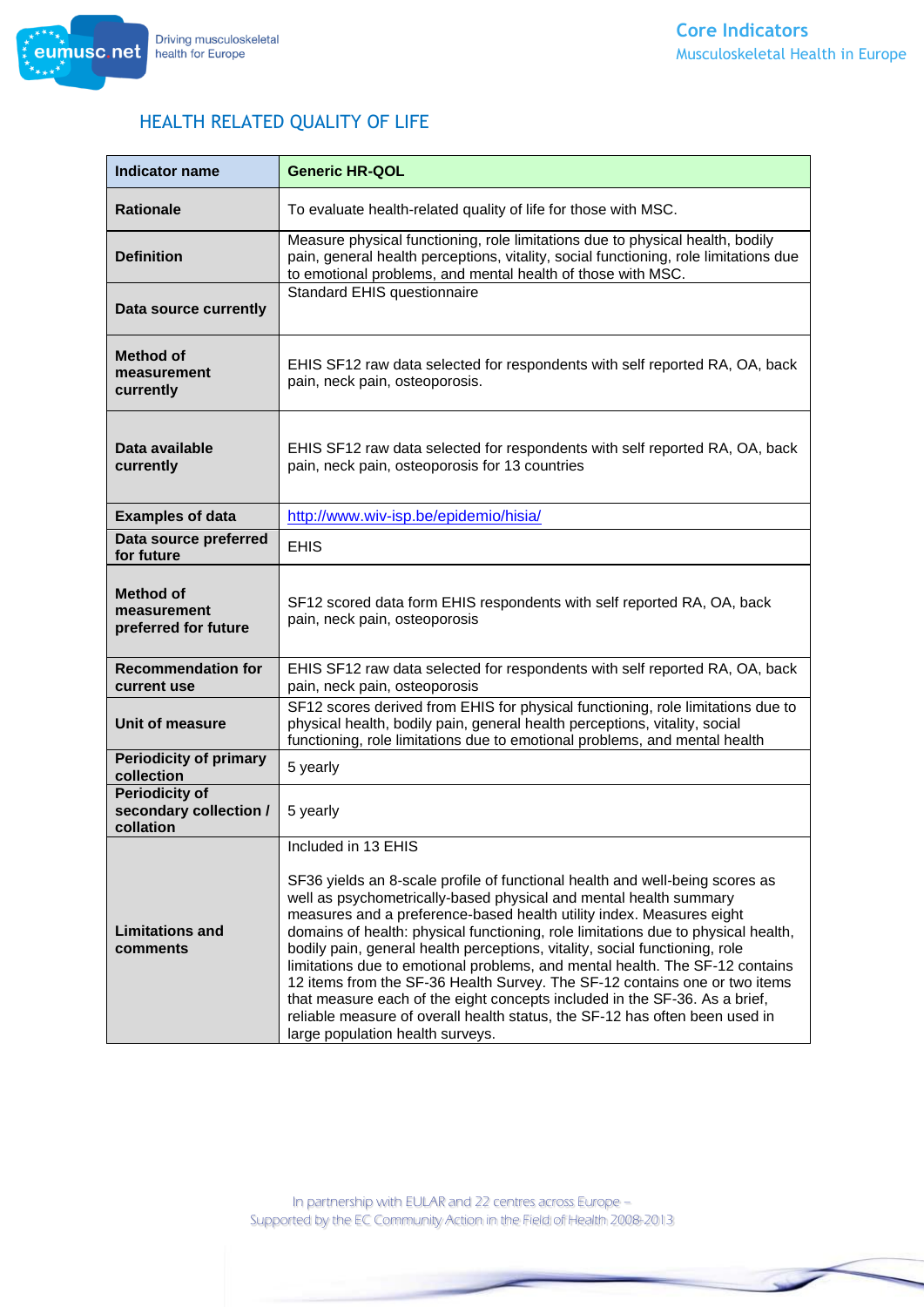## HEALTH RELATED QUALITY OF LIFE

| Indicator name | Generic HR-QOL |
|---|---|
| Rationale | To evaluate health-related quality of life for those with MSC. |
| Definition | Measure physical functioning, role limitations due to physical health, bodily pain, general health perceptions, vitality, social functioning, role limitations due to emotional problems, and mental health of those with MSC. |
| Data source currently | Standard EHIS questionnaire |
| Method of measurement currently | EHIS SF12 raw data selected for respondents with self reported RA, OA, back pain, neck pain, osteoporosis. |
| Data available currently | EHIS SF12 raw data selected for respondents with self reported RA, OA, back pain, neck pain, osteoporosis for 13 countries |
| Examples of data | http://www.wiv-isp.be/epidemio/hisia/ |
| Data source preferred for future | EHIS |
| Method of measurement preferred for future | SF12 scored data form EHIS respondents with self reported RA, OA, back pain, neck pain, osteoporosis |
| Recommendation for current use | EHIS SF12 raw data selected for respondents with self reported RA, OA, back pain, neck pain, osteoporosis |
| Unit of measure | SF12 scores derived from EHIS for physical functioning, role limitations due to physical health, bodily pain, general health perceptions, vitality, social functioning, role limitations due to emotional problems, and mental health |
| Periodicity of primary collection | 5 yearly |
| Periodicity of secondary collection / collation | 5 yearly |
| Limitations and comments | Included in 13 EHIS<br><br>SF36 yields an 8-scale profile of functional health and well-being scores as well as psychometrically-based physical and mental health summary measures and a preference-based health utility index. Measures eight domains of health: physical functioning, role limitations due to physical health, bodily pain, general health perceptions, vitality, social functioning, role limitations due to emotional problems, and mental health. The SF-12 contains 12 items from the SF-36 Health Survey. The SF-12 contains one or two items that measure each of the eight concepts included in the SF-36. As a brief, reliable measure of overall health status, the SF-12 has often been used in large population health surveys. |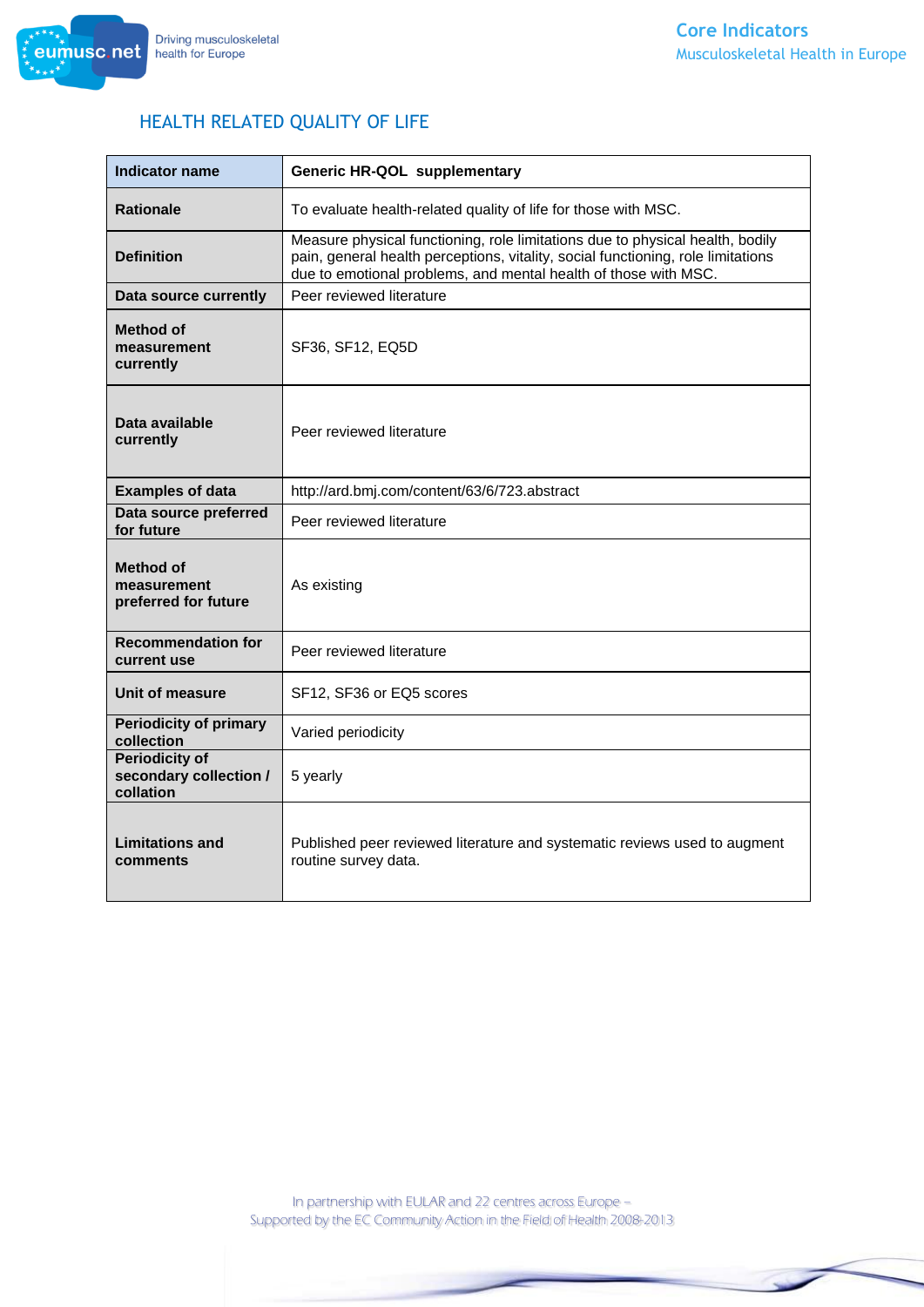## HEALTH RELATED QUALITY OF LIFE

| Indicator name | Generic HR-QOL supplementary |
|---|---|
| Rationale | To evaluate health-related quality of life for those with MSC. |
| Definition | Measure physical functioning, role limitations due to physical health, bodily pain, general health perceptions, vitality, social functioning, role limitations due to emotional problems, and mental health of those with MSC. |
| Data source currently | Peer reviewed literature |
| Method of measurement currently | SF36, SF12, EQ5D |
| Data available currently | Peer reviewed literature |
| Examples of data | http://ard.bmj.com/content/63/6/723.abstract |
| Data source preferred for future | Peer reviewed literature |
| Method of measurement preferred for future | As existing |
| Recommendation for current use | Peer reviewed literature |
| Unit of measure | SF12, SF36 or EQ5 scores |
| Periodicity of primary collection | Varied periodicity |
| Periodicity of secondary collection / collation | 5 yearly |
| Limitations and comments | Published peer reviewed literature and systematic reviews used to augment routine survey data. |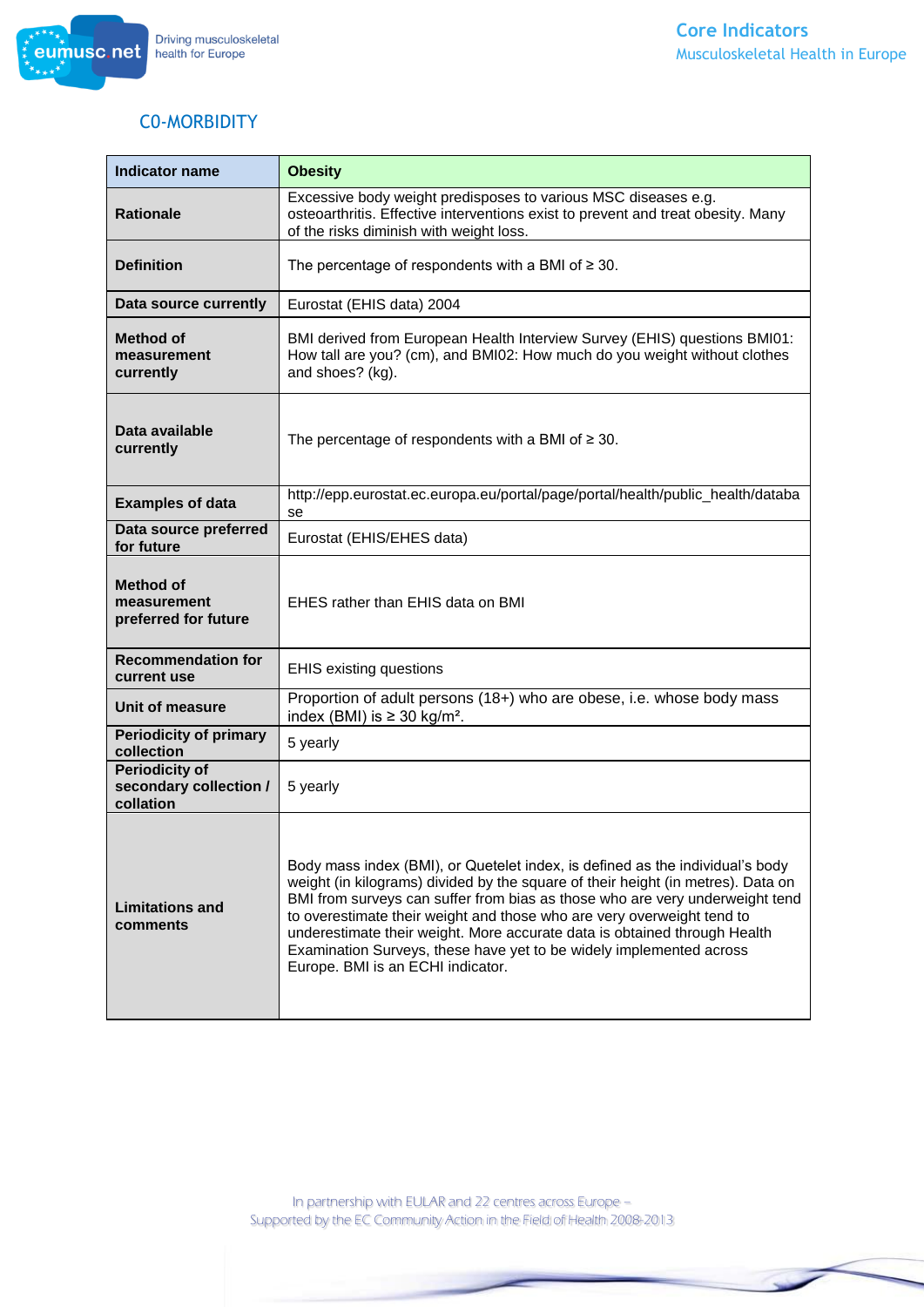## CO-MORBIDITY

| Indicator name | Obesity |
|---|---|
| Rationale | Excessive body weight predisposes to various MSC diseases e.g. osteoarthritis. Effective interventions exist to prevent and treat obesity. Many of the risks diminish with weight loss. |
| Definition | The percentage of respondents with a BMI of ≥ 30. |
| Data source currently | Eurostat (EHIS data) 2004 |
| Method of measurement currently | BMI derived from European Health Interview Survey (EHIS) questions BMI01: How tall are you? (cm), and BMI02: How much do you weight without clothes and shoes? (kg). |
| Data available currently | The percentage of respondents with a BMI of ≥ 30. |
| Examples of data | http://epp.eurostat.ec.europa.eu/portal/page/portal/health/public_health/database |
| Data source preferred for future | Eurostat (EHIS/EHES data) |
| Method of measurement preferred for future | EHES rather than EHIS data on BMI |
| Recommendation for current use | EHIS existing questions |
| Unit of measure | Proportion of adult persons (18+) who are obese, i.e. whose body mass index (BMI) is ≥ 30 kg/m². |
| Periodicity of primary collection | 5 yearly |
| Periodicity of secondary collection / collation | 5 yearly |
| Limitations and comments | Body mass index (BMI), or Quetelet index, is defined as the individual's body weight (in kilograms) divided by the square of their height (in metres). Data on BMI from surveys can suffer from bias as those who are very underweight tend to overestimate their weight and those who are very overweight tend to underestimate their weight. More accurate data is obtained through Health Examination Surveys, these have yet to be widely implemented across Europe. BMI is an ECHI indicator. |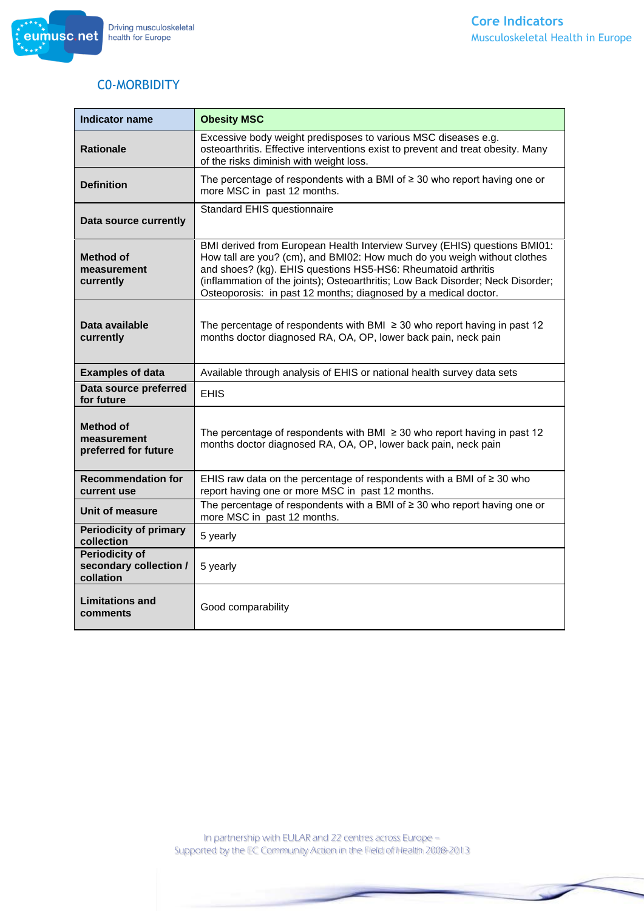## CO-MORBIDITY

| Indicator name | Obesity MSC |
|---|---|
| Rationale | Excessive body weight predisposes to various MSC diseases e.g. osteoarthritis. Effective interventions exist to prevent and treat obesity. Many of the risks diminish with weight loss. |
| Definition | The percentage of respondents with a BMI of ≥ 30 who report having one or more MSC in past 12 months. |
| Data source currently | Standard EHIS questionnaire |
| Method of measurement currently | BMI derived from European Health Interview Survey (EHIS) questions BMI01: How tall are you? (cm), and BMI02: How much do you weigh without clothes and shoes? (kg). EHIS questions HS5-HS6: Rheumatoid arthritis (inflammation of the joints); Osteoarthritis; Low Back Disorder; Neck Disorder; Osteoporosis: in past 12 months; diagnosed by a medical doctor. |
| Data available currently | The percentage of respondents with BMI ≥ 30 who report having in past 12 months doctor diagnosed RA, OA, OP, lower back pain, neck pain |
| Examples of data | Available through analysis of EHIS or national health survey data sets |
| Data source preferred for future | EHIS |
| Method of measurement preferred for future | The percentage of respondents with BMI ≥ 30 who report having in past 12 months doctor diagnosed RA, OA, OP, lower back pain, neck pain |
| Recommendation for current use | EHIS raw data on the percentage of respondents with a BMI of ≥ 30 who report having one or more MSC in past 12 months. |
| Unit of measure | The percentage of respondents with a BMI of ≥ 30 who report having one or more MSC in past 12 months. |
| Periodicity of primary collection | 5 yearly |
| Periodicity of secondary collection / collation | 5 yearly |
| Limitations and comments | Good comparability |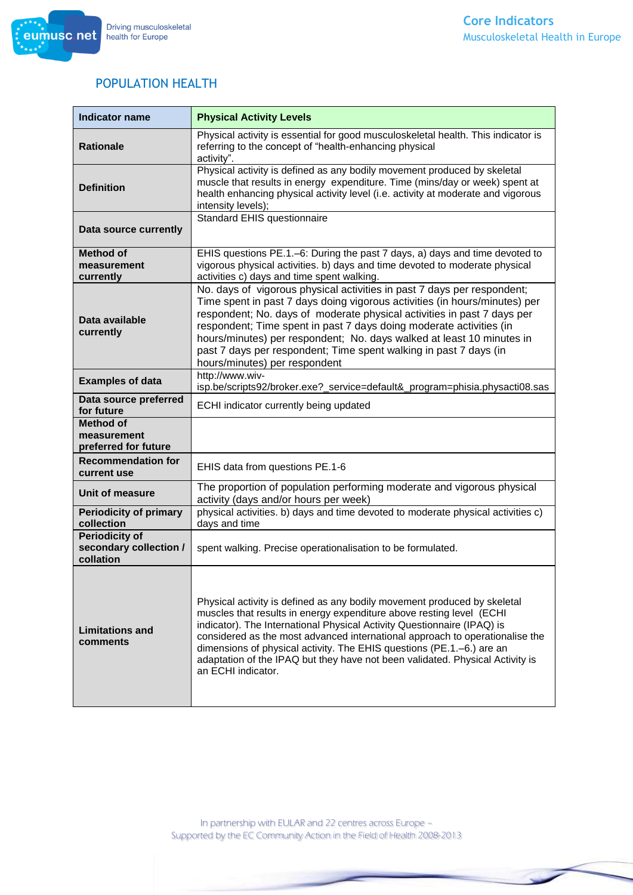## POPULATION HEALTH

| Indicator name | Physical Activity Levels |
|---|---|
| **Rationale** | Physical activity is essential for good musculoskeletal health. This indicator is referring to the concept of "health-enhancing physical activity". |
| **Definition** | Physical activity is defined as any bodily movement produced by skeletal muscle that results in energy expenditure. Time (mins/day or week) spent at health enhancing physical activity level (i.e. activity at moderate and vigorous intensity levels); |
| **Data source currently** | Standard EHIS questionnaire |
| **Method of measurement currently** | EHIS questions PE.1.–6: During the past 7 days, a) days and time devoted to vigorous physical activities. b) days and time devoted to moderate physical activities c) days and time spent walking. |
| **Data available currently** | No. days of vigorous physical activities in past 7 days per respondent; Time spent in past 7 days doing vigorous activities (in hours/minutes) per respondent; No. days of moderate physical activities in past 7 days per respondent; Time spent in past 7 days doing moderate activities (in hours/minutes) per respondent; No. days walked at least 10 minutes in past 7 days per respondent; Time spent walking in past 7 days (in hours/minutes) per respondent |
| **Examples of data** | http://www.wiv-isp.be/scripts92/broker.exe?_service=default&_program=phisia.physacti08.sas |
| **Data source preferred for future** | ECHI indicator currently being updated |
| **Method of measurement preferred for future** | |
| **Recommendation for current use** | EHIS data from questions PE.1-6 |
| **Unit of measure** | The proportion of population performing moderate and vigorous physical activity (days and/or hours per week) |
| **Periodicity of primary collection** | physical activities. b) days and time devoted to moderate physical activities c) days and time |
| **Periodicity of secondary collection / collation** | spent walking. Precise operationalisation to be formulated. |
| **Limitations and comments** | Physical activity is defined as any bodily movement produced by skeletal muscles that results in energy expenditure above resting level (ECHI indicator). The International Physical Activity Questionnaire (IPAQ) is considered as the most advanced international approach to operationalise the dimensions of physical activity. The EHIS questions (PE.1.–6.) are an adaptation of the IPAQ but they have not been validated. Physical Activity is an ECHI indicator. |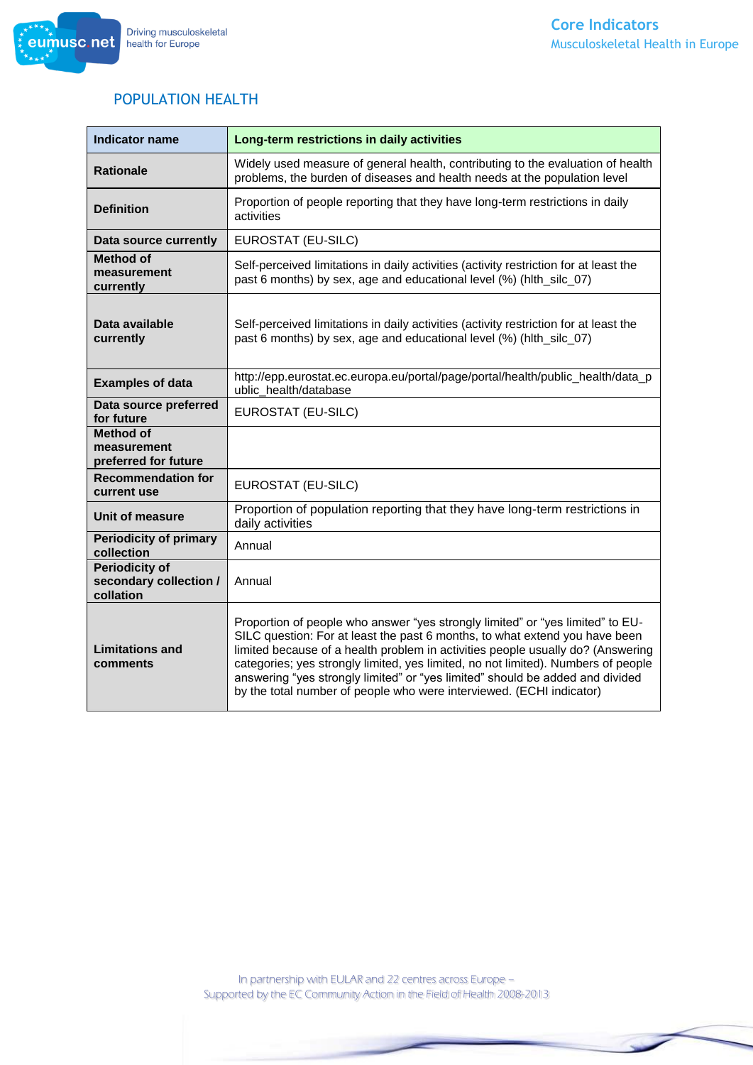## POPULATION HEALTH

| Indicator name | Long-term restrictions in daily activities |
| --- | --- |
| Rationale | Widely used measure of general health, contributing to the evaluation of health problems, the burden of diseases and health needs at the population level |
| Definition | Proportion of people reporting that they have long-term restrictions in daily activities |
| Data source currently | EUROSTAT (EU-SILC) |
| Method of measurement currently | Self-perceived limitations in daily activities (activity restriction for at least the past 6 months) by sex, age and educational level (%) (hlth_silc_07) |
| Data available currently | Self-perceived limitations in daily activities (activity restriction for at least the past 6 months) by sex, age and educational level (%) (hlth_silc_07) |
| Examples of data | http://epp.eurostat.ec.europa.eu/portal/page/portal/health/public_health/data_public_health/database |
| Data source preferred for future | EUROSTAT (EU-SILC) |
| Method of measurement preferred for future | |
| Recommendation for current use | EUROSTAT (EU-SILC) |
| Unit of measure | Proportion of population reporting that they have long-term restrictions in daily activities |
| Periodicity of primary collection | Annual |
| Periodicity of secondary collection / collation | Annual |
| Limitations and comments | Proportion of people who answer "yes strongly limited" or "yes limited" to EU-SILC question: For at least the past 6 months, to what extend you have been limited because of a health problem in activities people usually do? (Answering categories; yes strongly limited, yes limited, no not limited). Numbers of people answering "yes strongly limited" or "yes limited" should be added and divided by the total number of people who were interviewed. (ECHI indicator) |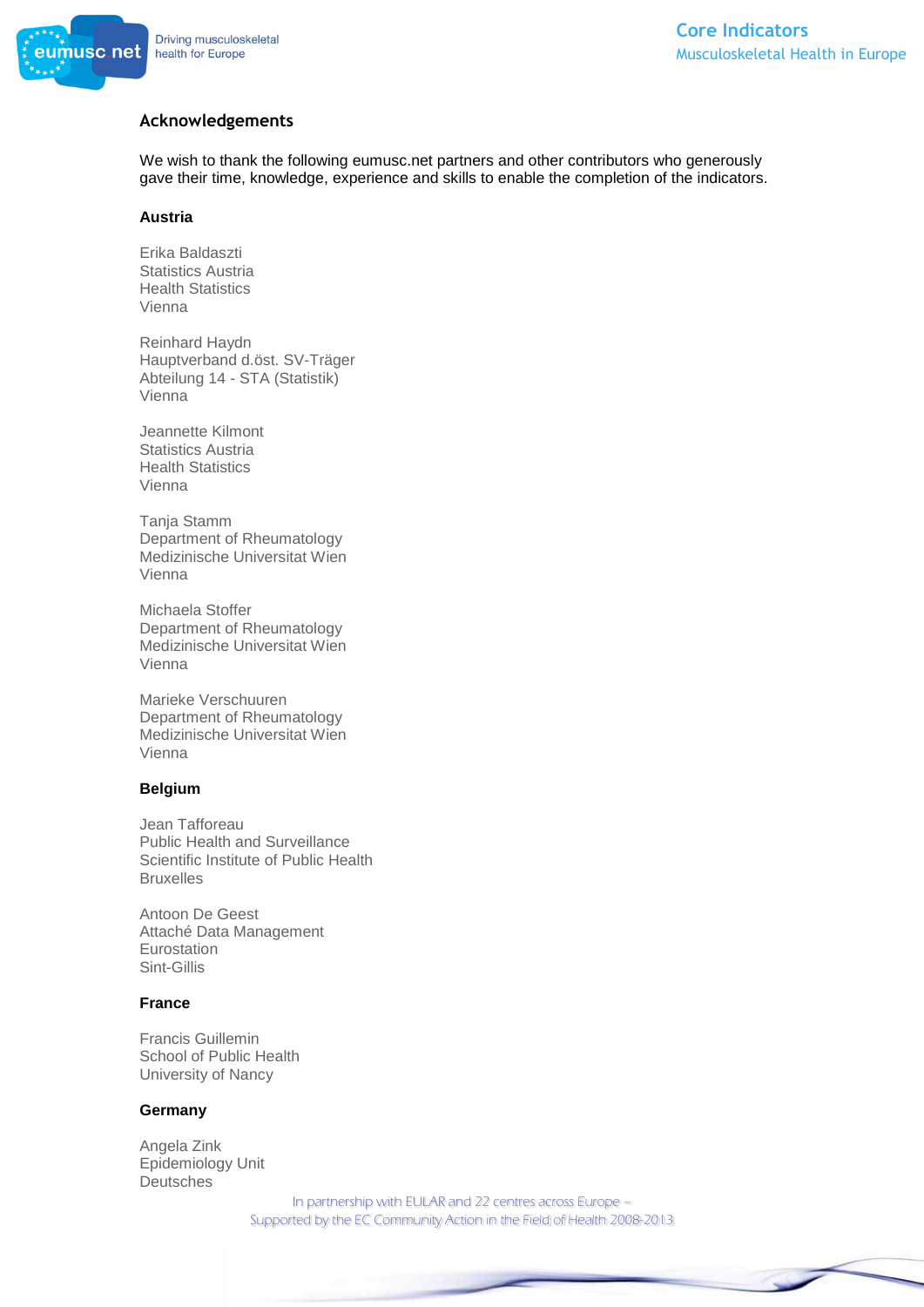## Acknowledgements

We wish to thank the following eumusc.net partners and other contributors who generously gave their time, knowledge, experience and skills to enable the completion of the indicators.

### Austria

Erika Baldaszti
Statistics Austria
Health Statistics
Vienna

Reinhard Haydn
Hauptverband d.öst. SV-Träger
Abteilung 14 - STA (Statistik)
Vienna

Jeannette Kilmont
Statistics Austria
Health Statistics
Vienna

Tanja Stamm
Department of Rheumatology
Medizinische Universitat Wien
Vienna

Michaela Stoffer
Department of Rheumatology
Medizinische Universitat Wien
Vienna

Marieke Verschuuren
Department of Rheumatology
Medizinische Universitat Wien
Vienna

### Belgium

Jean Tafforeau
Public Health and Surveillance
Scientific Institute of Public Health
Bruxelles

Antoon De Geest
Attaché Data Management
Eurostation
Sint-Gillis

### France

Francis Guillemin
School of Public Health
University of Nancy

### Germany

Angela Zink
Epidemiology Unit
Deutsches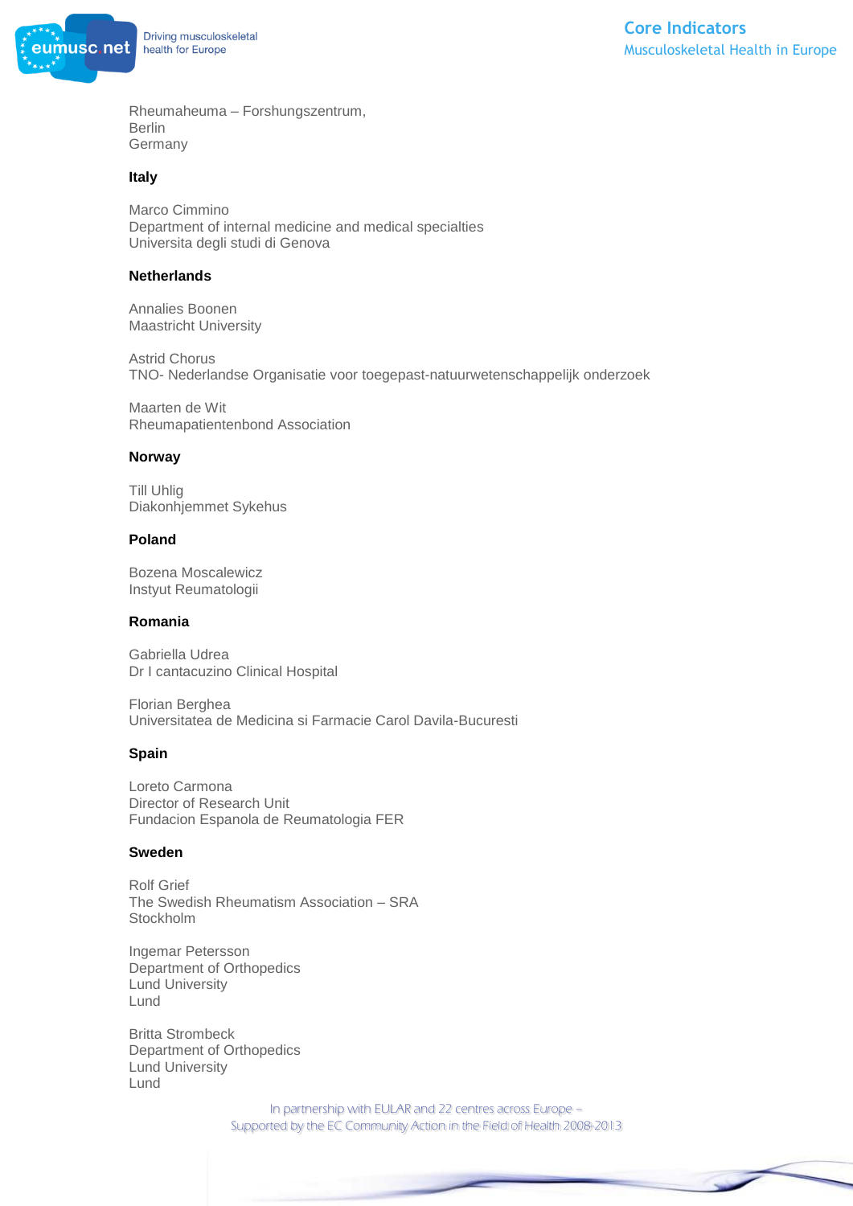Rheumaheuma – Forshungszentrum,
Berlin
Germany

**Italy**

Marco Cimmino
Department of internal medicine and medical specialties
Universita degli studi di Genova

**Netherlands**

Annalies Boonen
Maastricht University

Astrid Chorus
TNO- Nederlandse Organisatie voor toegepast-natuurwetenschappelijk onderzoek

Maarten de Wit
Rheumapatientenbond Association

**Norway**

Till Uhlig
Diakonhjemmet Sykehus

**Poland**

Bozena Moscalewicz
Instyut Reumatologii

**Romania**

Gabriella Udrea
Dr I cantacuzino Clinical Hospital

Florian Berghea
Universitatea de Medicina si Farmacie Carol Davila-Bucuresti

**Spain**

Loreto Carmona
Director of Research Unit
Fundacion Espanola de Reumatologia FER

**Sweden**

Rolf Grief
The Swedish Rheumatism Association – SRA
Stockholm

Ingemar Petersson
Department of Orthopedics
Lund University
Lund

Britta Strombeck
Department of Orthopedics
Lund University
Lund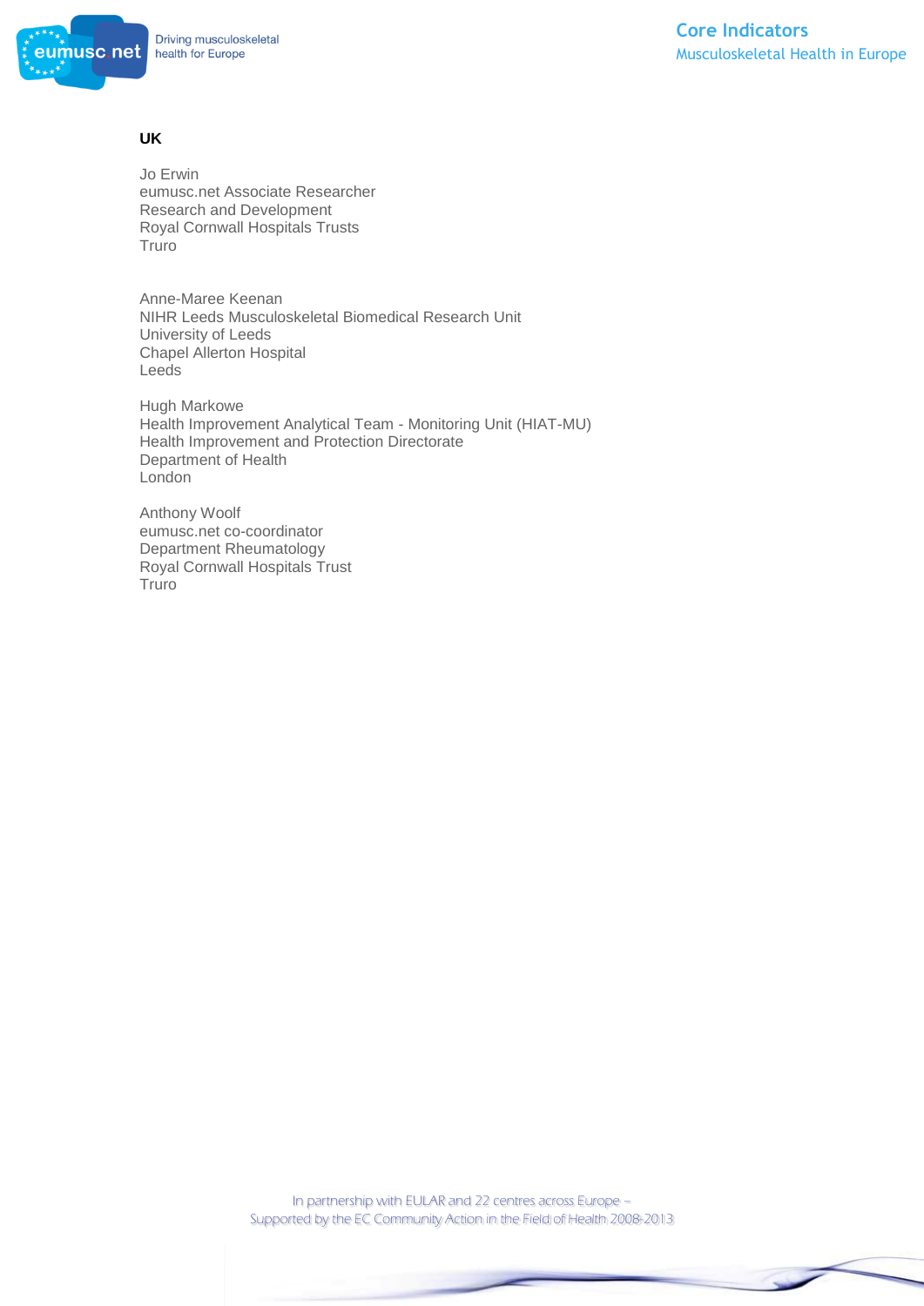**UK**

Jo Erwin
eumusc.net Associate Researcher
Research and Development
Royal Cornwall Hospitals Trusts
Truro

Anne-Maree Keenan
NIHR Leeds Musculoskeletal Biomedical Research Unit
University of Leeds
Chapel Allerton Hospital
Leeds

Hugh Markowe
Health Improvement Analytical Team - Monitoring Unit (HIAT-MU)
Health Improvement and Protection Directorate
Department of Health
London

Anthony Woolf
eumusc.net co-coordinator
Department Rheumatology
Royal Cornwall Hospitals Trust
Truro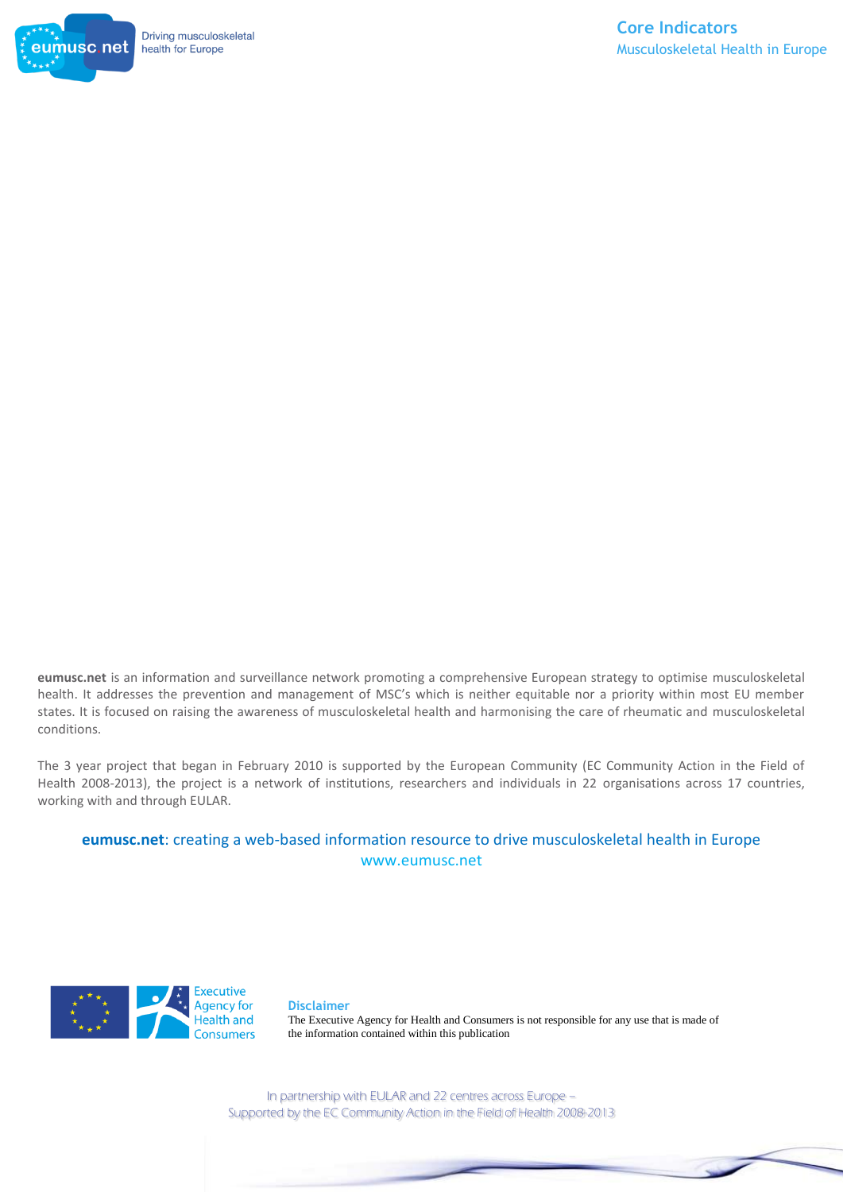**eumusc.net** is an information and surveillance network promoting a comprehensive European strategy to optimise musculoskeletal health. It addresses the prevention and management of MSC's which is neither equitable nor a priority within most EU member states. It is focused on raising the awareness of musculoskeletal health and harmonising the care of rheumatic and musculoskeletal conditions.

The 3 year project that began in February 2010 is supported by the European Community (EC Community Action in the Field of Health 2008-2013), the project is a network of institutions, researchers and individuals in 22 organisations across 17 countries, working with and through EULAR.

**eumusc.net**: creating a web-based information resource to drive musculoskeletal health in Europe
www.eumusc.net

Executive Agency for Health and Consumers

**Disclaimer**
The Executive Agency for Health and Consumers is not responsible for any use that is made of the information contained within this publication

In partnership with EULAR and 22 centres across Europe –
Supported by the EC Community Action in the Field of Health 2008-2013